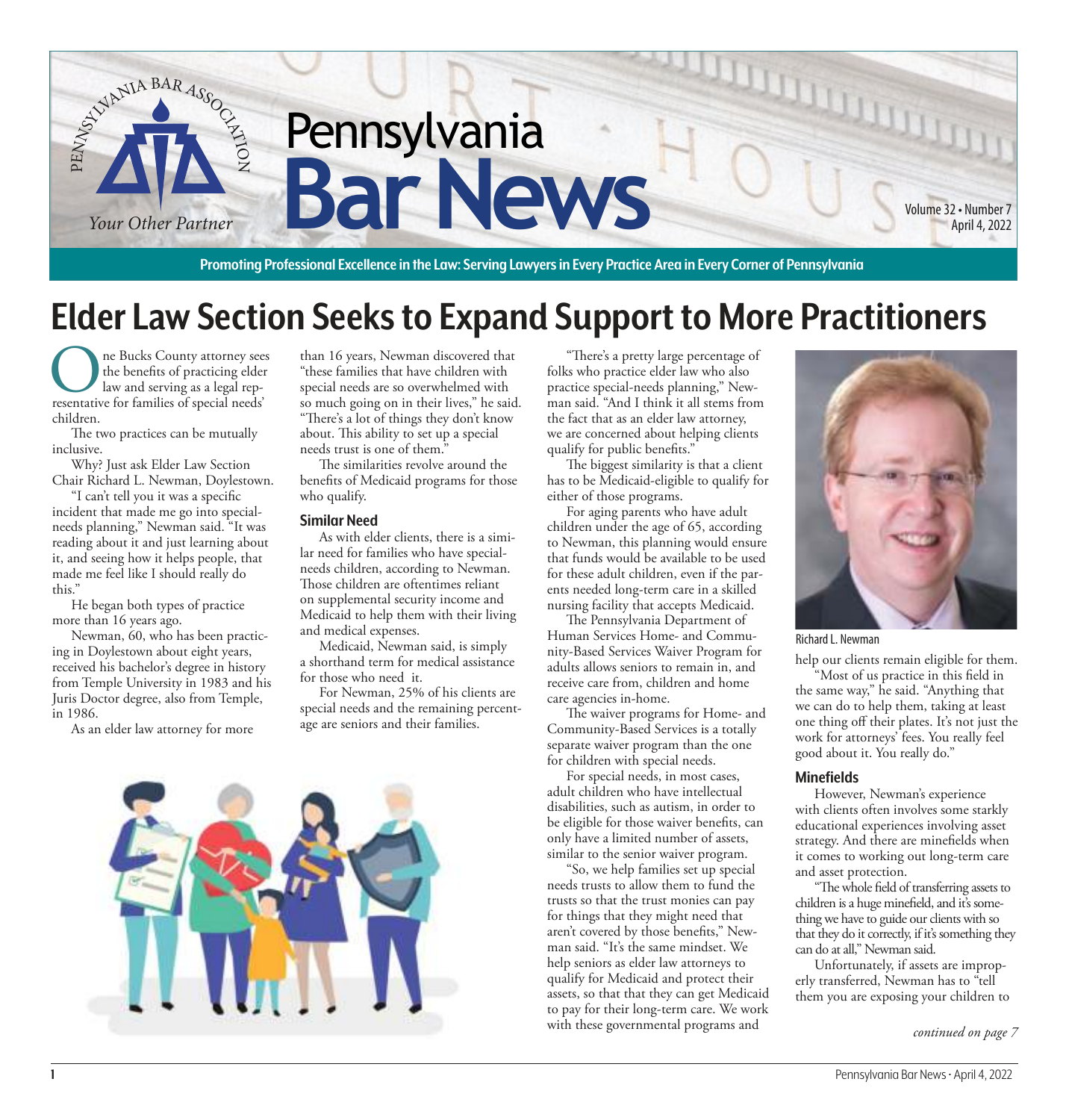# Pennsylvania Bar News

*Your Other Partner*

Promoting Professional Excellence in the Law: Serving Lawyers in Every Practice Area in Every Corner of Pennsylvania

## Elder Law Section Seeks to Expand Support to More Practitioners

One Bucks County attorney sees the benefits of practicing elder law and serving as a legal representative for families of special needs' children.

The two practices can be mutually inclusive.

Why? Just ask Elder Law Section Chair Richard L. Newman, Doylestown.

"I can't tell you it was a specific incident that made me go into special-needs planning," Newman said. "It was reading about it and just learning about it, and seeing how it helps people, that made me feel like I should really do this."

He began both types of practice more than 16 years ago.

Newman, 60, who has been practicing in Doylestown about eight years, received his bachelor's degree in history from Temple University in 1983 and his Juris Doctor degree, also from Temple, in 1986.

As an elder law attorney for more than 16 years, Newman discovered that "these families that have children with special needs are so overwhelmed with so much going on in their lives," he said. "There's a lot of things they don't know about. This ability to set up a special needs trust is one of them."

The similarities revolve around the benefits of Medicaid programs for those who qualify.

### Similar Need

As with elder clients, there is a similar need for families who have special-needs children, according to Newman. Those children are oftentimes reliant on supplemental security income and Medicaid to help them with their living and medical expenses.

Medicaid, Newman said, is simply a shorthand term for medical assistance for those who need it.

For Newman, 25% of his clients are special needs and the remaining percentage are seniors and their families.

"There's a pretty large percentage of folks who practice elder law who also practice special-needs planning," Newman said. "And I think it all stems from the fact that as an elder law attorney, we are concerned about helping clients qualify for public benefits."

The biggest similarity is that a client has to be Medicaid-eligible to qualify for either of those programs.

For aging parents who have adult children under the age of 65, according to Newman, this planning would ensure that funds would be available to be used for these adult children, even if the parents needed long-term care in a skilled nursing facility that accepts Medicaid.

The Pennsylvania Department of Human Services Home- and Community-Based Services Waiver Program for adults allows seniors to remain in, and receive care from, children and home care agencies in-home.

The waiver programs for Home- and Community-Based Services is a totally separate waiver program than the one for children with special needs.

For special needs, in most cases, adult children who have intellectual disabilities, such as autism, in order to be eligible for those waiver benefits, can only have a limited number of assets, similar to the senior waiver program.

"So, we help families set up special needs trusts to allow them to fund the trusts so that the trust monies can pay for things that they might need that aren't covered by those benefits," Newman said. "It's the same mindset. We help seniors as elder law attorneys to qualify for Medicaid and protect their assets, so that that they can get Medicaid to pay for their long-term care. We work with these governmental programs and help our clients remain eligible for them.

"Most of us practice in this field in the same way," he said. "Anything that we can do to help them, taking at least one thing off their plates. It's not just the work for attorneys' fees. You really feel good about it. You really do."

Richard L. Newman

### Minefields

However, Newman's experience with clients often involves some starkly educational experiences involving asset strategy. And there are minefields when it comes to working out long-term care and asset protection.

"The whole field of transferring assets to children is a huge minefield, and it's something we have to guide our clients with so that they do it correctly, if it's something they can do at all," Newman said.

Unfortunately, if assets are improperly transferred, Newman has to "tell them you are exposing your children to

*continued on page 7*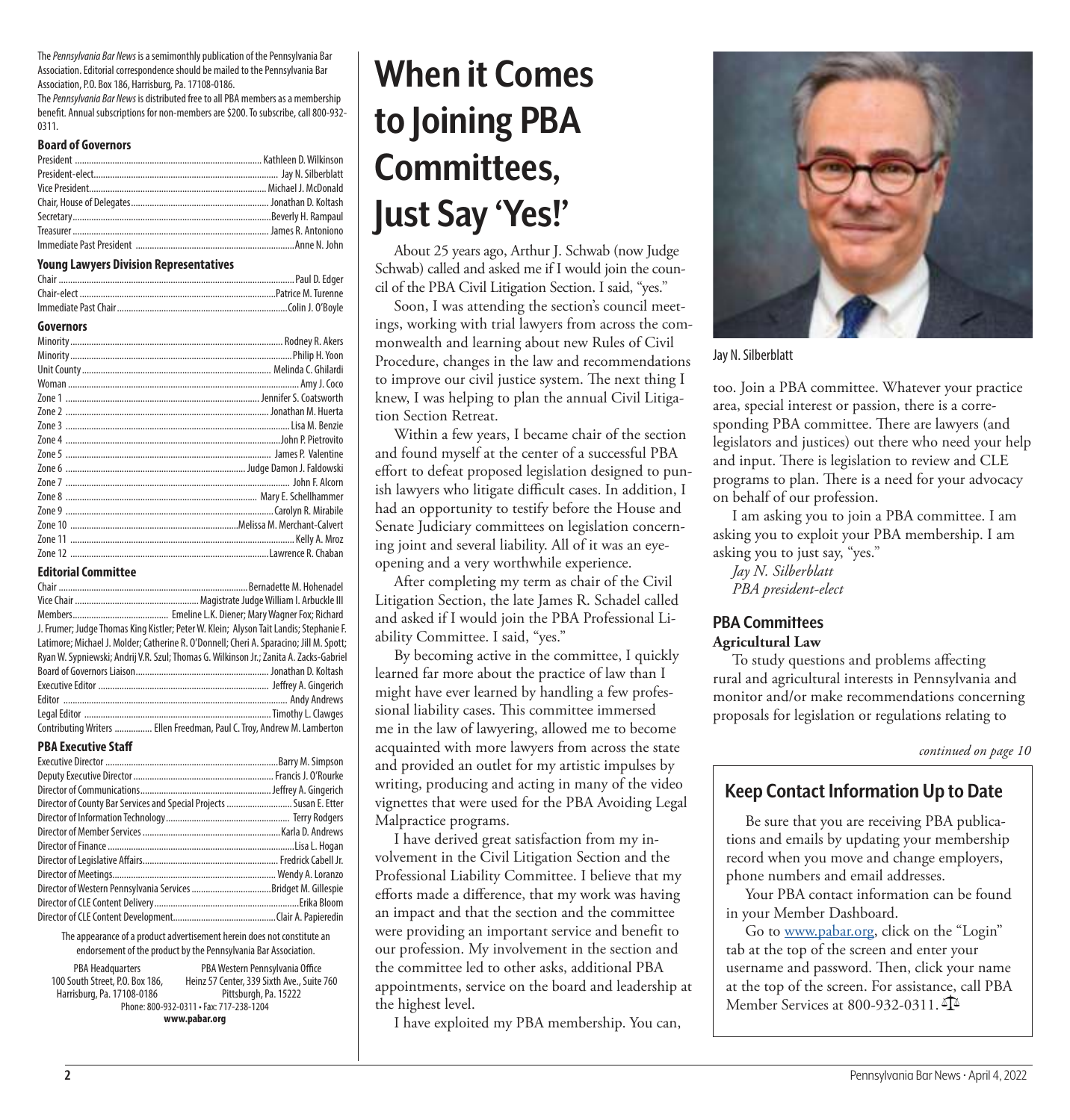The *Pennsylvania Bar News* is a semimonthly publication of the Pennsylvania Bar Association. Editorial correspondence should be mailed to the Pennsylvania Bar Association, P.O. Box 186, Harrisburg, Pa. 17108-0186.

The *Pennsylvania Bar News* is distributed free to all PBA members as a membership benefit. Annual subscriptions for non-members are $200. To subscribe, call 800-932-0311.

**Board of Governors**

President ... Kathleen D. Wilkinson
President-elect ... Jay N. Silberblatt
Vice President ... Michael J. McDonald
Chair, House of Delegates ... Jonathan D. Koltash
Secretary ... Beverly H. Rampaul
Treasurer ... James R. Antoniono
Immediate Past President ... Anne N. John

**Young Lawyers Division Representatives**

Chair ... Paul D. Edger
Chair-elect ... Patrice M. Turenne
Immediate Past Chair ... Colin J. O'Boyle

**Governors**

Minority ... Rodney R. Akers
Minority ... Philip H. Yoon
Unit County ... Melinda C. Ghilardi
Woman ... Amy J. Coco
Zone 1 ... Jennifer S. Coatsworth
Zone 2 ... Jonathan M. Huerta
Zone 3 ... Lisa M. Benzie
Zone 4 ... John P. Pietrovito
Zone 5 ... James P. Valentine
Zone 6 ... Judge Damon J. Faldowski
Zone 7 ... John F. Alcorn
Zone 8 ... Mary E. Schellhammer
Zone 9 ... Carolyn R. Mirabile
Zone 10 ... Melissa M. Merchant-Calvert
Zone 11 ... Kelly A. Mroz
Zone 12 ... Lawrence R. Chaban

**Editorial Committee**

Chair ... Bernadette M. Hohenadel
Vice Chair ... Magistrate Judge William I. Arbuckle III
Members ... Emeline L.K. Diener; Mary Wagner Fox; Richard J. Frumer; Judge Thomas King Kistler; Peter W. Klein; Alyson Tait Landis; Stephanie F. Latimore; Michael J. Molder; Catherine R. O'Donnell; Cheri A. Sparacino; Jill M. Spott; Ryan W. Sypniewski; Andrij V.R. Szul; Thomas G. Wilkinson Jr.; Zanita A. Zacks-Gabriel
Board of Governors Liaison ... Jonathan D. Koltash
Executive Editor ... Jeffrey A. Gingerich
Editor ... Andy Andrews
Legal Editor ... Timothy L. Clawges
Contributing Writers ... Ellen Freedman, Paul C. Troy, Andrew M. Lamberton

**PBA Executive Staff**

Executive Director ... Barry M. Simpson
Deputy Executive Director ... Francis J. O'Rourke
Director of Communications ... Jeffrey A. Gingerich
Director of County Bar Services and Special Projects ... Susan E. Etter
Director of Information Technology ... Terry Rodgers
Director of Member Services ... Karla D. Andrews
Director of Finance ... Lisa L. Hogan
Director of Legislative Affairs ... Fredrick Cabell Jr.
Director of Meetings ... Wendy A. Loranzo
Director of Western Pennsylvania Services ... Bridget M. Gillespie
Director of CLE Content Delivery ... Erika Bloom
Director of CLE Content Development ... Clair A. Papieredin

The appearance of a product advertisement herein does not constitute an endorsement of the product by the Pennsylvania Bar Association.

PBA Headquarters
100 South Street, P.O. Box 186,
Harrisburg, Pa. 17108-0186

PBA Western Pennsylvania Office
Heinz 57 Center, 339 Sixth Ave., Suite 760
Pittsburgh, Pa. 15222

Phone: 800-932-0311 • Fax: 717-238-1204
**www.pabar.org**

# When it Comes to Joining PBA Committees, Just Say 'Yes!'

About 25 years ago, Arthur J. Schwab (now Judge Schwab) called and asked me if I would join the council of the PBA Civil Litigation Section. I said, "yes."

Soon, I was attending the section's council meetings, working with trial lawyers from across the commonwealth and learning about new Rules of Civil Procedure, changes in the law and recommendations to improve our civil justice system. The next thing I knew, I was helping to plan the annual Civil Litigation Section Retreat.

Within a few years, I became chair of the section and found myself at the center of a successful PBA effort to defeat proposed legislation designed to punish lawyers who litigate difficult cases. In addition, I had an opportunity to testify before the House and Senate Judiciary committees on legislation concerning joint and several liability. All of it was an eye-opening and a very worthwhile experience.

After completing my term as chair of the Civil Litigation Section, the late James R. Schadel called and asked if I would join the PBA Professional Liability Committee. I said, "yes."

By becoming active in the committee, I quickly learned far more about the practice of law than I might have ever learned by handling a few professional liability cases. This committee immersed me in the law of lawyering, allowed me to become acquainted with more lawyers from across the state and provided an outlet for my artistic impulses by writing, producing and acting in many of the video vignettes that were used for the PBA Avoiding Legal Malpractice programs.

I have derived great satisfaction from my involvement in the Civil Litigation Section and the Professional Liability Committee. I believe that my efforts made a difference, that my work was having an impact and that the section and the committee were providing an important service and benefit to our profession. My involvement in the section and the committee led to other asks, additional PBA appointments, service on the board and leadership at the highest level.

I have exploited my PBA membership. You can, too. Join a PBA committee. Whatever your practice area, special interest or passion, there is a corresponding PBA committee. There are lawyers (and legislators and justices) out there who need your help and input. There is legislation to review and CLE programs to plan. There is a need for your advocacy on behalf of our profession.

Jay N. Silberblatt

I am asking you to join a PBA committee. I am asking you to exploit your PBA membership. I am asking you to just say, "yes."

*Jay N. Silberblatt*
*PBA president-elect*

## PBA Committees

**Agricultural Law**

To study questions and problems affecting rural and agricultural interests in Pennsylvania and monitor and/or make recommendations concerning proposals for legislation or regulations relating to

*continued on page 10*

## Keep Contact Information Up to Date

Be sure that you are receiving PBA publications and emails by updating your membership record when you move and change employers, phone numbers and email addresses.

Your PBA contact information can be found in your Member Dashboard.

Go to www.pabar.org, click on the "Login" tab at the top of the screen and enter your username and password. Then, click your name at the top of the screen. For assistance, call PBA Member Services at 800-932-0311.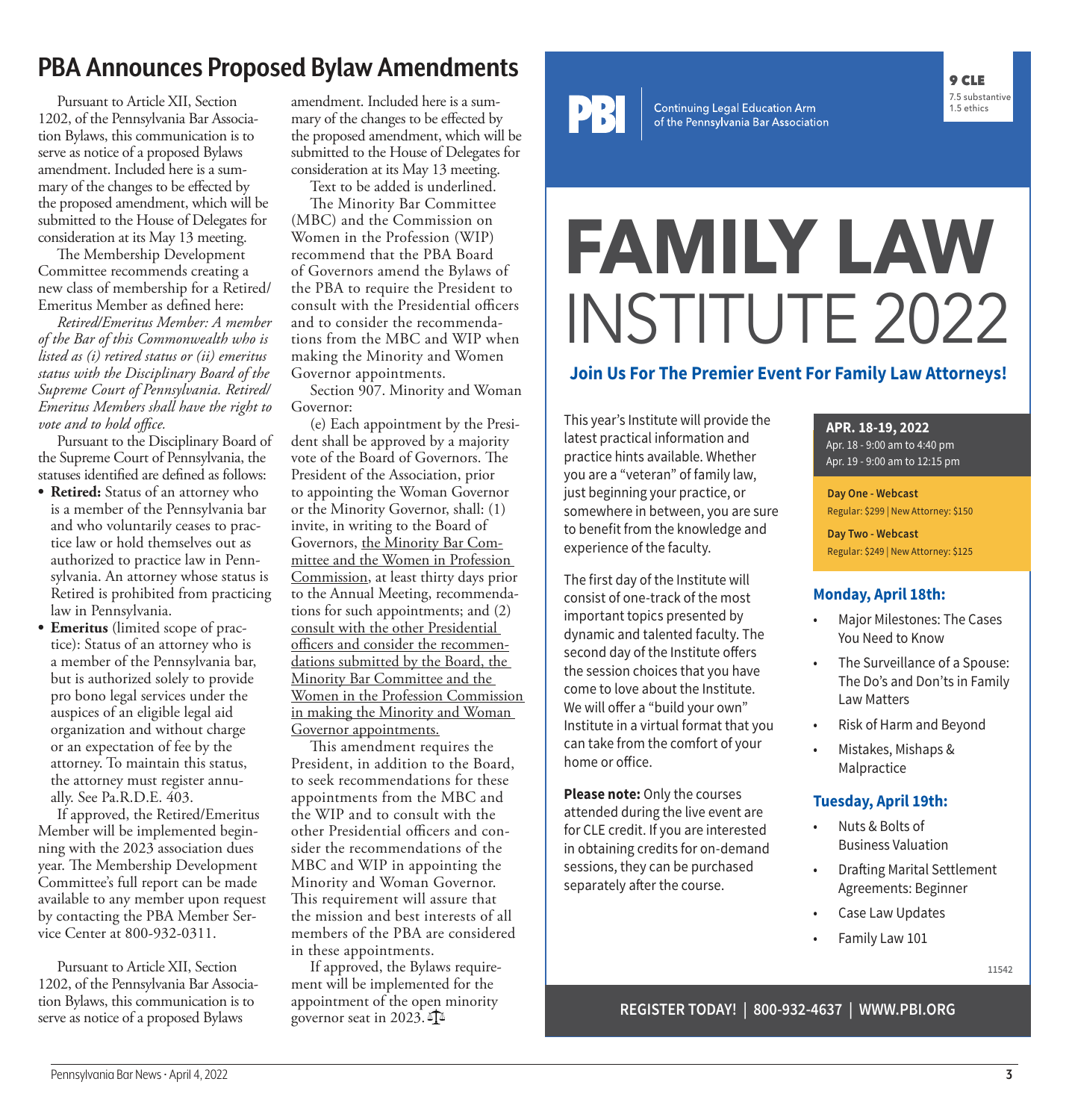## PBA Announces Proposed Bylaw Amendments

Pursuant to Article XII, Section 1202, of the Pennsylvania Bar Association Bylaws, this communication is to serve as notice of a proposed Bylaws amendment. Included here is a summary of the changes to be effected by the proposed amendment, which will be submitted to the House of Delegates for consideration at its May 13 meeting.

The Membership Development Committee recommends creating a new class of membership for a Retired/Emeritus Member as defined here:

*Retired/Emeritus Member: A member of the Bar of this Commonwealth who is listed as (i) retired status or (ii) emeritus status with the Disciplinary Board of the Supreme Court of Pennsylvania. Retired/Emeritus Members shall have the right to vote and to hold office.*

Pursuant to the Disciplinary Board of the Supreme Court of Pennsylvania, the statuses identified are defined as follows:

- **Retired:** Status of an attorney who is a member of the Pennsylvania bar and who voluntarily ceases to practice law or hold themselves out as authorized to practice law in Pennsylvania. An attorney whose status is Retired is prohibited from practicing law in Pennsylvania.
- **Emeritus** (limited scope of practice): Status of an attorney who is a member of the Pennsylvania bar, but is authorized solely to provide pro bono legal services under the auspices of an eligible legal aid organization and without charge or an expectation of fee by the attorney. To maintain this status, the attorney must register annually. See Pa.R.D.E. 403.

If approved, the Retired/Emeritus Member will be implemented beginning with the 2023 association dues year. The Membership Development Committee's full report can be made available to any member upon request by contacting the PBA Member Service Center at 800-932-0311.

Pursuant to Article XII, Section 1202, of the Pennsylvania Bar Association Bylaws, this communication is to serve as notice of a proposed Bylaws amendment. Included here is a summary of the changes to be effected by the proposed amendment, which will be submitted to the House of Delegates for consideration at its May 13 meeting.

Text to be added is underlined.

The Minority Bar Committee (MBC) and the Commission on Women in the Profession (WIP) recommend that the PBA Board of Governors amend the Bylaws of the PBA to require the President to consult with the Presidential officers and to consider the recommendations from the MBC and WIP when making the Minority and Women Governor appointments.

Section 907. Minority and Woman Governor:

(e) Each appointment by the President shall be approved by a majority vote of the Board of Governors. The President of the Association, prior to appointing the Woman Governor or the Minority Governor, shall: (1) invite, in writing to the Board of Governors, <u>the Minority Bar Committee and the Women in Profession Commission</u>, at least thirty days prior to the Annual Meeting, recommendations for such appointments; and (2) <u>consult with the other Presidential officers and consider the recommendations submitted by the Board, the Minority Bar Committee and the Women in the Profession Commission in making the Minority and Woman Governor appointments.</u>

This amendment requires the President, in addition to the Board, to seek recommendations for these appointments from the MBC and the WIP and to consult with the other Presidential officers and consider the recommendations of the MBC and WIP in appointing the Minority and Woman Governor. This requirement will assure that the mission and best interests of all members of the PBA are considered in these appointments.

If approved, the Bylaws requirement will be implemented for the appointment of the open minority governor seat in 2023.

---

**PBI** Continuing Legal Education Arm of the Pennsylvania Bar Association

**9 CLE**
7.5 substantive
1.5 ethics

# FAMILY LAW INSTITUTE 2022

**Join Us For The Premier Event For Family Law Attorneys!**

This year's Institute will provide the latest practical information and practice hints available. Whether you are a "veteran" of family law, just beginning your practice, or somewhere in between, you are sure to benefit from the knowledge and experience of the faculty.

The first day of the Institute will consist of one-track of the most important topics presented by dynamic and talented faculty. The second day of the Institute offers the session choices that you have come to love about the Institute. We will offer a "build your own" Institute in a virtual format that you can take from the comfort of your home or office.

**Please note:** Only the courses attended during the live event are for CLE credit. If you are interested in obtaining credits for on-demand sessions, they can be purchased separately after the course.

**APR. 18-19, 2022**
Apr. 18 - 9:00 am to 4:40 pm
Apr. 19 - 9:00 am to 12:15 pm

**Day One - Webcast**
Regular: $299 | New Attorney: $150

**Day Two - Webcast**
Regular: $249 | New Attorney: $125

### Monday, April 18th:

- Major Milestones: The Cases You Need to Know
- The Surveillance of a Spouse: The Do's and Don'ts in Family Law Matters
- Risk of Harm and Beyond
- Mistakes, Mishaps & Malpractice

### Tuesday, April 19th:

- Nuts & Bolts of Business Valuation
- Drafting Marital Settlement Agreements: Beginner
- Case Law Updates
- Family Law 101

11542

**REGISTER TODAY! | 800-932-4637 | WWW.PBI.ORG**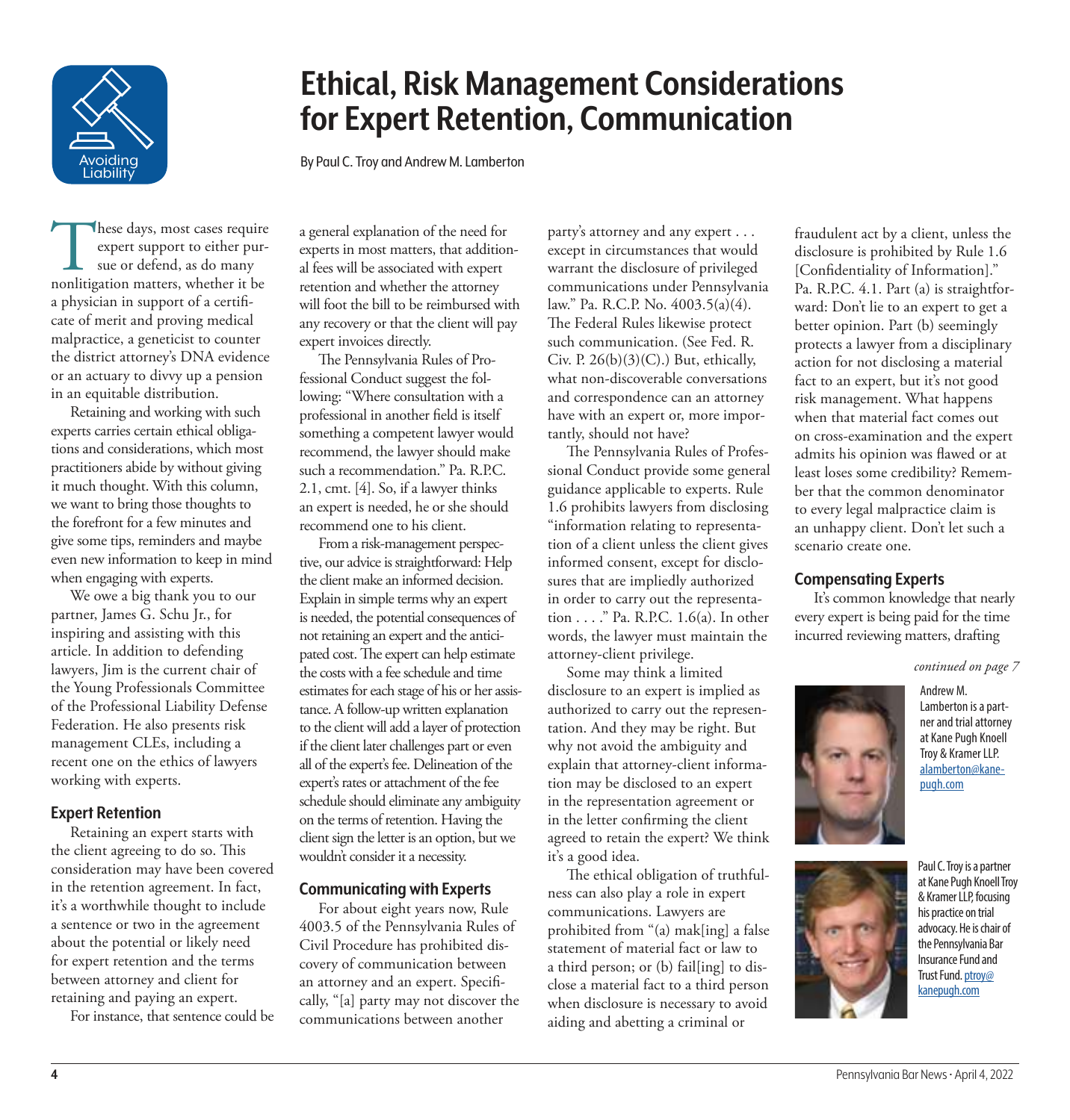Avoiding Liability

# Ethical, Risk Management Considerations for Expert Retention, Communication

By Paul C. Troy and Andrew M. Lamberton

These days, most cases require expert support to either pursue or defend, as do many nonlitigation matters, whether it be a physician in support of a certificate of merit and proving medical malpractice, a geneticist to counter the district attorney's DNA evidence or an actuary to divvy up a pension in an equitable distribution.

Retaining and working with such experts carries certain ethical obligations and considerations, which most practitioners abide by without giving it much thought. With this column, we want to bring those thoughts to the forefront for a few minutes and give some tips, reminders and maybe even new information to keep in mind when engaging with experts.

We owe a big thank you to our partner, James G. Schu Jr., for inspiring and assisting with this article. In addition to defending lawyers, Jim is the current chair of the Young Professionals Committee of the Professional Liability Defense Federation. He also presents risk management CLEs, including a recent one on the ethics of lawyers working with experts.

## Expert Retention

Retaining an expert starts with the client agreeing to do so. This consideration may have been covered in the retention agreement. In fact, it's a worthwhile thought to include a sentence or two in the agreement about the potential or likely need for expert retention and the terms between attorney and client for retaining and paying an expert.

For instance, that sentence could be a general explanation of the need for experts in most matters, that additional fees will be associated with expert retention and whether the attorney will foot the bill to be reimbursed with any recovery or that the client will pay expert invoices directly.

The Pennsylvania Rules of Professional Conduct suggest the following: "Where consultation with a professional in another field is itself something a competent lawyer would recommend, the lawyer should make such a recommendation." Pa. R.P.C. 2.1, cmt. [4]. So, if a lawyer thinks an expert is needed, he or she should recommend one to his client.

From a risk-management perspective, our advice is straightforward: Help the client make an informed decision. Explain in simple terms why an expert is needed, the potential consequences of not retaining an expert and the anticipated cost. The expert can help estimate the costs with a fee schedule and time estimates for each stage of his or her assistance. A follow-up written explanation to the client will add a layer of protection if the client later challenges part or even all of the expert's fee. Delineation of the expert's rates or attachment of the fee schedule should eliminate any ambiguity on the terms of retention. Having the client sign the letter is an option, but we wouldn't consider it a necessity.

## Communicating with Experts

For about eight years now, Rule 4003.5 of the Pennsylvania Rules of Civil Procedure has prohibited discovery of communication between an attorney and an expert. Specifically, "[a] party may not discover the communications between another party's attorney and any expert . . . except in circumstances that would warrant the disclosure of privileged communications under Pennsylvania law." Pa. R.C.P. No. 4003.5(a)(4). The Federal Rules likewise protect such communication. (See Fed. R. Civ. P. 26(b)(3)(C).) But, ethically, what non-discoverable conversations and correspondence can an attorney have with an expert or, more importantly, should not have?

The Pennsylvania Rules of Professional Conduct provide some general guidance applicable to experts. Rule 1.6 prohibits lawyers from disclosing "information relating to representation of a client unless the client gives informed consent, except for disclosures that are impliedly authorized in order to carry out the representation . . . ." Pa. R.P.C. 1.6(a). In other words, the lawyer must maintain the attorney-client privilege.

Some may think a limited disclosure to an expert is implied as authorized to carry out the representation. And they may be right. But why not avoid the ambiguity and explain that attorney-client information may be disclosed to an expert in the representation agreement or in the letter confirming the client agreed to retain the expert? We think it's a good idea.

The ethical obligation of truthfulness can also play a role in expert communications. Lawyers are prohibited from "(a) mak[ing] a false statement of material fact or law to a third person; or (b) fail[ing] to disclose a material fact to a third person when disclosure is necessary to avoid aiding and abetting a criminal or fraudulent act by a client, unless the disclosure is prohibited by Rule 1.6 [Confidentiality of Information]." Pa. R.P.C. 4.1. Part (a) is straightforward: Don't lie to an expert to get a better opinion. Part (b) seemingly protects a lawyer from a disciplinary action for not disclosing a material fact to an expert, but it's not good risk management. What happens when that material fact comes out on cross-examination and the expert admits his opinion was flawed or at least loses some credibility? Remember that the common denominator to every legal malpractice claim is an unhappy client. Don't let such a scenario create one.

## Compensating Experts

It's common knowledge that nearly every expert is being paid for the time incurred reviewing matters, drafting

*continued on page 7*

Andrew M. Lamberton is a partner and trial attorney at Kane Pugh Knoell Troy & Kramer LLP. alamberton@kanepugh.com

Paul C. Troy is a partner at Kane Pugh Knoell Troy & Kramer LLP, focusing his practice on trial advocacy. He is chair of the Pennsylvania Bar Insurance Fund and Trust Fund. ptroy@kanepugh.com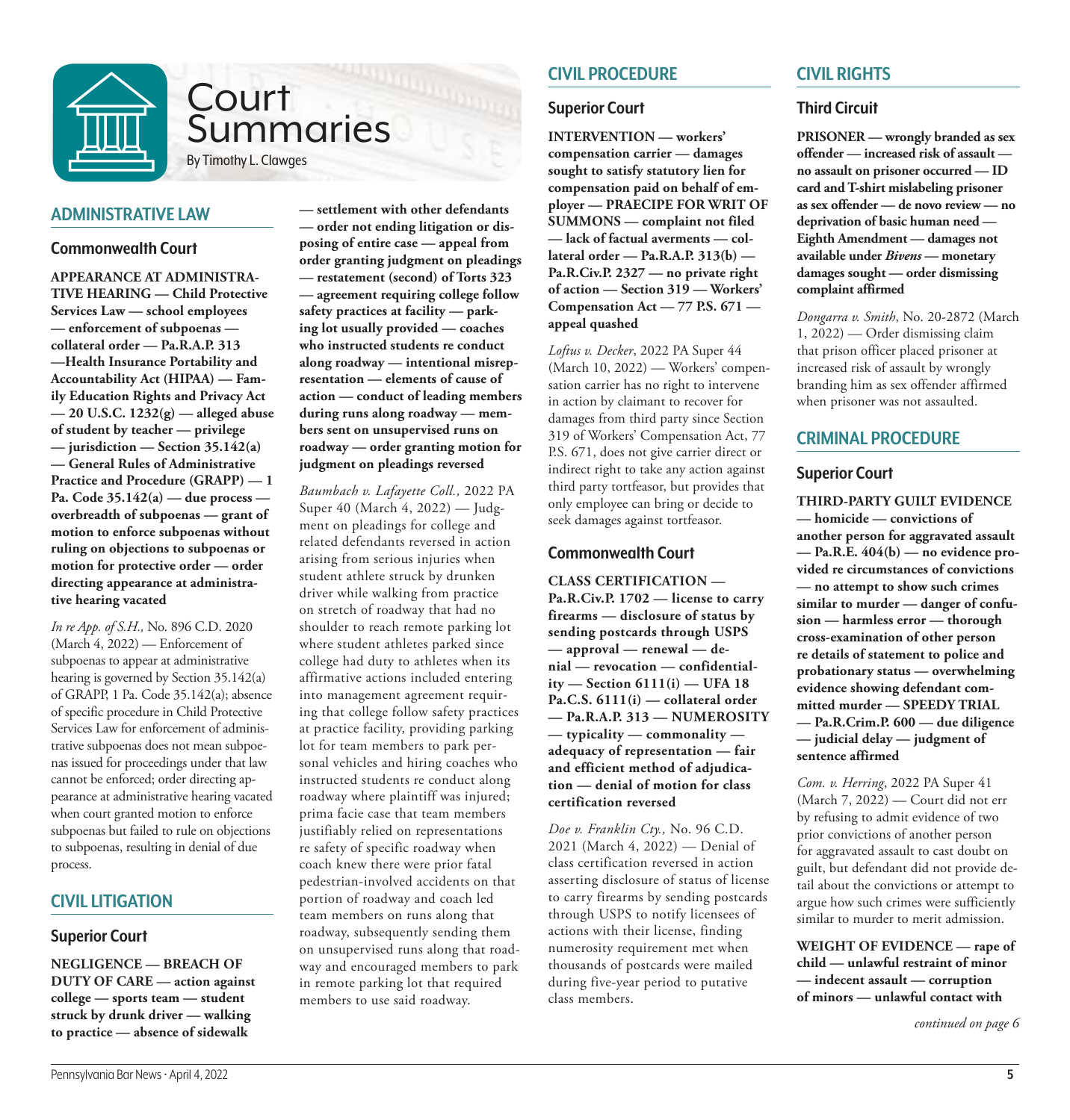# Court Summaries

By Timothy L. Clawges

## ADMINISTRATIVE LAW

### Commonwealth Court

**APPEARANCE AT ADMINISTRATIVE HEARING — Child Protective Services Law — school employees — enforcement of subpoenas — collateral order — Pa.R.A.P. 313 —Health Insurance Portability and Accountability Act (HIPAA) — Family Education Rights and Privacy Act — 20 U.S.C. 1232(g) — alleged abuse of student by teacher — privilege — jurisdiction — Section 35.142(a) — General Rules of Administrative Practice and Procedure (GRAPP) — 1 Pa. Code 35.142(a) — due process — overbreadth of subpoenas — grant of motion to enforce subpoenas without ruling on objections to subpoenas or motion for protective order — order directing appearance at administrative hearing vacated**

*In re App. of S.H.,* No. 896 C.D. 2020 (March 4, 2022) — Enforcement of subpoenas to appear at administrative hearing is governed by Section 35.142(a) of GRAPP, 1 Pa. Code 35.142(a); absence of specific procedure in Child Protective Services Law for enforcement of administrative subpoenas does not mean subpoenas issued for proceedings under that law cannot be enforced; order directing appearance at administrative hearing vacated when court granted motion to enforce subpoenas but failed to rule on objections to subpoenas, resulting in denial of due process.

## CIVIL LITIGATION

### Superior Court

**NEGLIGENCE — BREACH OF DUTY OF CARE — action against college — sports team — student struck by drunk driver — walking to practice — absence of sidewalk — settlement with other defendants — order not ending litigation or disposing of entire case — appeal from order granting judgment on pleadings — restatement (second) of Torts 323 — agreement requiring college follow safety practices at facility — parking lot usually provided — coaches who instructed students re conduct along roadway — intentional misrepresentation — elements of cause of action — conduct of leading members during runs along roadway — members sent on unsupervised runs on roadway — order granting motion for judgment on pleadings reversed**

*Baumbach v. Lafayette Coll.,* 2022 PA Super 40 (March 4, 2022) — Judgment on pleadings for college and related defendants reversed in action arising from serious injuries when student athlete struck by drunken driver while walking from practice on stretch of roadway that had no shoulder to reach remote parking lot where student athletes parked since college had duty to athletes when its affirmative actions included entering into management agreement requiring that college follow safety practices at practice facility, providing parking lot for team members to park personal vehicles and hiring coaches who instructed students re conduct along roadway where plaintiff was injured; prima facie case that team members justifiably relied on representations re safety of specific roadway when coach knew there were prior fatal pedestrian-involved accidents on that portion of roadway and coach led team members on runs along that roadway, subsequently sending them on unsupervised runs along that roadway and encouraged members to park in remote parking lot that required members to use said roadway.

## CIVIL PROCEDURE

### Superior Court

**INTERVENTION — workers' compensation carrier — damages sought to satisfy statutory lien for compensation paid on behalf of employer — PRAECIPE FOR WRIT OF SUMMONS — complaint not filed — lack of factual averments — collateral order — Pa.R.A.P. 313(b) — Pa.R.Civ.P. 2327 — no private right of action — Section 319 — Workers' Compensation Act — 77 P.S. 671 — appeal quashed**

*Loftus v. Decker*, 2022 PA Super 44 (March 10, 2022) — Workers' compensation carrier has no right to intervene in action by claimant to recover for damages from third party since Section 319 of Workers' Compensation Act, 77 P.S. 671, does not give carrier direct or indirect right to take any action against third party tortfeasor, but provides that only employee can bring or decide to seek damages against tortfeasor.

### Commonwealth Court

**CLASS CERTIFICATION — Pa.R.Civ.P. 1702 — license to carry firearms — disclosure of status by sending postcards through USPS — approval — renewal — denial — revocation — confidentiality — Section 6111(i) — UFA 18 Pa.C.S. 6111(i) — collateral order — Pa.R.A.P. 313 — NUMEROSITY — typicality — commonality — adequacy of representation — fair and efficient method of adjudication — denial of motion for class certification reversed**

*Doe v. Franklin Cty.,* No. 96 C.D. 2021 (March 4, 2022) — Denial of class certification reversed in action asserting disclosure of status of license to carry firearms by sending postcards through USPS to notify licensees of actions with their license, finding numerosity requirement met when thousands of postcards were mailed during five-year period to putative class members.

## CIVIL RIGHTS

### Third Circuit

**PRISONER — wrongly branded as sex offender — increased risk of assault — no assault on prisoner occurred — ID card and T-shirt mislabeling prisoner as sex offender — de novo review — no deprivation of basic human need — Eighth Amendment — damages not available under *Bivens* — monetary damages sought — order dismissing complaint affirmed**

*Dongarra v. Smith*, No. 20-2872 (March 1, 2022) — Order dismissing claim that prison officer placed prisoner at increased risk of assault by wrongly branding him as sex offender affirmed when prisoner was not assaulted.

## CRIMINAL PROCEDURE

### Superior Court

**THIRD-PARTY GUILT EVIDENCE — homicide — convictions of another person for aggravated assault — Pa.R.E. 404(b) — no evidence provided re circumstances of convictions — no attempt to show such crimes similar to murder — danger of confusion — harmless error — thorough cross-examination of other person re details of statement to police and probationary status — overwhelming evidence showing defendant committed murder — SPEEDY TRIAL — Pa.R.Crim.P. 600 — due diligence — judicial delay — judgment of sentence affirmed**

*Com. v. Herring*, 2022 PA Super 41 (March 7, 2022) — Court did not err by refusing to admit evidence of two prior convictions of another person for aggravated assault to cast doubt on guilt, but defendant did not provide detail about the convictions or attempt to argue how such crimes were sufficiently similar to murder to merit admission.

**WEIGHT OF EVIDENCE — rape of child — unlawful restraint of minor — indecent assault — corruption of minors — unlawful contact with**

*continued on page 6*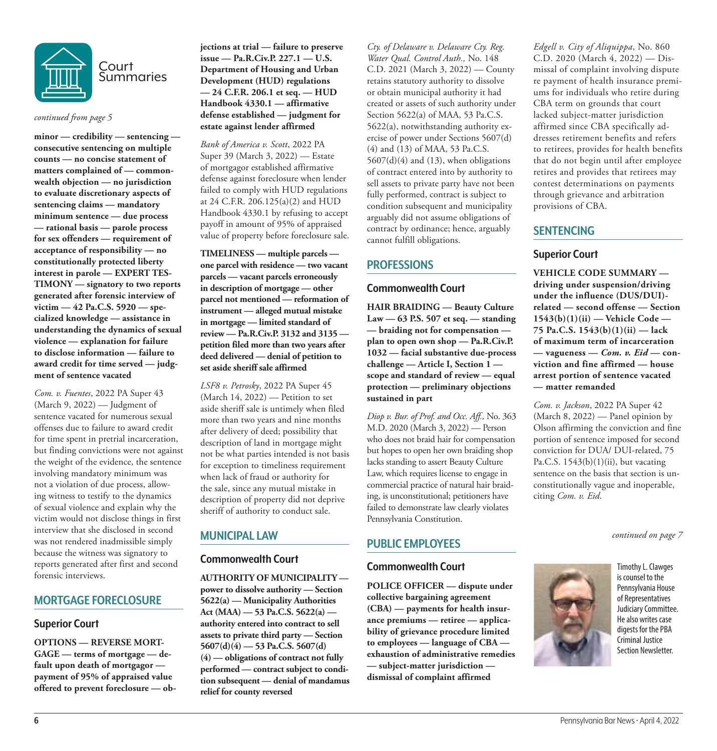# Court Summaries

*continued from page 5*

**minor — credibility — sentencing — consecutive sentencing on multiple counts — no concise statement of matters complained of — commonwealth objection — no jurisdiction to evaluate discretionary aspects of sentencing claims — mandatory minimum sentence — due process — rational basis — parole process for sex offenders — requirement of acceptance of responsibility — no constitutionally protected liberty interest in parole — EXPERT TESTIMONY — signatory to two reports generated after forensic interview of victim — 42 Pa.C.S. 5920 — specialized knowledge — assistance in understanding the dynamics of sexual violence — explanation for failure to disclose information — failure to award credit for time served — judgment of sentence vacated**

*Com. v. Fuentes*, 2022 PA Super 43 (March 9, 2022) — Judgment of sentence vacated for numerous sexual offenses due to failure to award credit for time spent in pretrial incarceration, but finding convictions were not against the weight of the evidence, the sentence involving mandatory minimum was not a violation of due process, allowing witness to testify to the dynamics of sexual violence and explain why the victim would not disclose things in first interview that she disclosed in second was not rendered inadmissible simply because the witness was signatory to reports generated after first and second forensic interviews.

## MORTGAGE FORECLOSURE

### Superior Court

**OPTIONS — REVERSE MORTGAGE — terms of mortgage — default upon death of mortgagor — payment of 95% of appraised value offered to prevent foreclosure — objections at trial — failure to preserve issue — Pa.R.Civ.P. 227.1 — U.S. Department of Housing and Urban Development (HUD) regulations — 24 C.F.R. 206.1 et seq. — HUD Handbook 4330.1 — affirmative defense established — judgment for estate against lender affirmed**

*Bank of America v. Scott*, 2022 PA Super 39 (March 3, 2022) — Estate of mortgagor established affirmative defense against foreclosure when lender failed to comply with HUD regulations at 24 C.F.R. 206.125(a)(2) and HUD Handbook 4330.1 by refusing to accept payoff in amount of 95% of appraised value of property before foreclosure sale.

**TIMELINESS — multiple parcels — one parcel with residence — two vacant parcels — vacant parcels erroneously in description of mortgage — other parcel not mentioned — reformation of instrument — alleged mutual mistake in mortgage — limited standard of review — Pa.R.Civ.P. 3132 and 3135 — petition filed more than two years after deed delivered — denial of petition to set aside sheriff sale affirmed**

*LSF8 v. Petrosky*, 2022 PA Super 45 (March 14, 2022) — Petition to set aside sheriff sale is untimely when filed more than two years and nine months after delivery of deed; possibility that description of land in mortgage might not be what parties intended is not basis for exception to timeliness requirement when lack of fraud or authority for the sale, since any mutual mistake in description of property did not deprive sheriff of authority to conduct sale.

## MUNICIPAL LAW

### Commonwealth Court

**AUTHORITY OF MUNICIPALITY — power to dissolve authority — Section 5622(a) — Municipality Authorities Act (MAA) — 53 Pa.C.S. 5622(a) — authority entered into contract to sell assets to private third party — Section 5607(d)(4) — 53 Pa.C.S. 5607(d)(4) — obligations of contract not fully performed — contract subject to condition subsequent — denial of mandamus relief for county reversed**

*Cty. of Delaware v. Delaware Cty. Reg. Water Qual. Control Auth.,* No. 148 C.D. 2021 (March 3, 2022) — County retains statutory authority to dissolve or obtain municipal authority it had created or assets of such authority under Section 5622(a) of MAA, 53 Pa.C.S. 5622(a), notwithstanding authority exercise of power under Sections 5607(d)(4) and (13) of MAA, 53 Pa.C.S. 5607(d)(4) and (13), when obligations of contract entered into by authority to sell assets to private party have not been fully performed, contract is subject to condition subsequent and municipality arguably did not assume obligations of contract by ordinance; hence, arguably cannot fulfill obligations.

## PROFESSIONS

### Commonwealth Court

**HAIR BRAIDING — Beauty Culture Law — 63 P.S. 507 et seq. — standing — braiding not for compensation — plan to open own shop — Pa.R.Civ.P. 1032 — facial substantive due-process challenge — Article I, Section 1 — scope and standard of review — equal protection — preliminary objections sustained in part**

*Diop v. Bur. of Prof. and Occ. Aff.,* No. 363 M.D. 2020 (March 3, 2022) — Person who does not braid hair for compensation but hopes to open her own braiding shop lacks standing to assert Beauty Culture Law, which requires license to engage in commercial practice of natural hair braiding, is unconstitutional; petitioners have failed to demonstrate law clearly violates Pennsylvania Constitution.

## PUBLIC EMPLOYEES

### Commonwealth Court

**POLICE OFFICER — dispute under collective bargaining agreement (CBA) — payments for health insurance premiums — retiree — applicability of grievance procedure limited to employees — language of CBA — exhaustion of administrative remedies — subject-matter jurisdiction — dismissal of complaint affirmed**

*Edgell v. City of Aliquippa*, No. 860 C.D. 2020 (March 4, 2022) — Dismissal of complaint involving dispute re payment of health insurance premiums for individuals who retire during CBA term on grounds that court lacked subject-matter jurisdiction affirmed since CBA specifically addresses retirement benefits and refers to retirees, provides for health benefits that do not begin until after employee retires and provides that retirees may contest determinations on payments through grievance and arbitration provisions of CBA.

## SENTENCING

### Superior Court

**VEHICLE CODE SUMMARY — driving under suspension/driving under the influence (DUS/DUI)-related — second offense — Section 1543(b)(1)(ii) — Vehicle Code — 75 Pa.C.S. 1543(b)(1)(ii) — lack of maximum term of incarceration — vagueness — *Com. v. Eid* — conviction and fine affirmed — house arrest portion of sentence vacated — matter remanded**

*Com. v. Jackson*, 2022 PA Super 42 (March 8, 2022) — Panel opinion by Olson affirming the conviction and fine portion of sentence imposed for second conviction for DUA/ DUI-related, 75 Pa.C.S. 1543(b)(1)(ii), but vacating sentence on the basis that section is unconstitutionally vague and inoperable, citing *Com. v. Eid*.

*continued on page 7*

Timothy L. Clawges is counsel to the Pennsylvania House of Representatives Judiciary Committee. He also writes case digests for the PBA Criminal Justice Section Newsletter.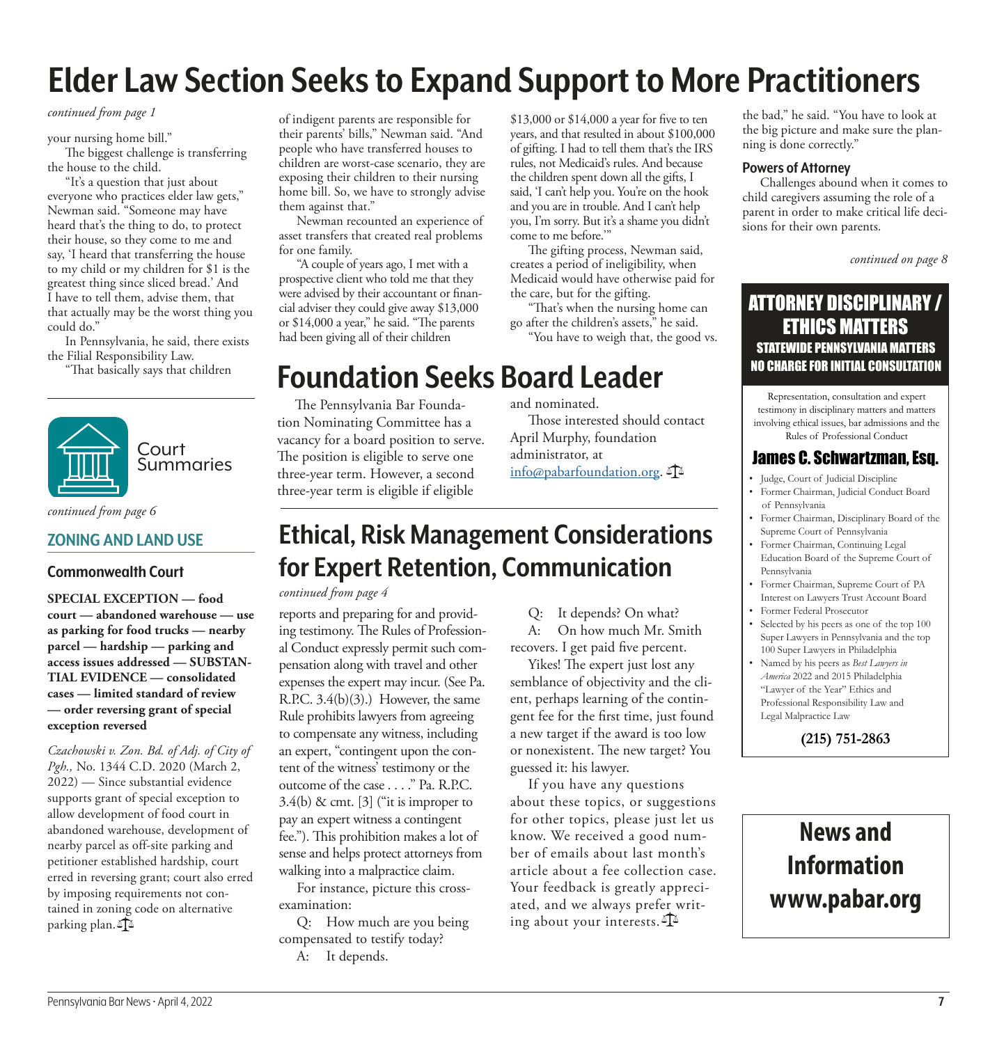# Elder Law Section Seeks to Expand Support to More Practitioners

*continued from page 1*

your nursing home bill."

The biggest challenge is transferring the house to the child.

"It's a question that just about everyone who practices elder law gets," Newman said. "Someone may have heard that's the thing to do, to protect their house, so they come to me and say, 'I heard that transferring the house to my child or my children for $1 is the greatest thing since sliced bread.' And I have to tell them, advise them, that that actually may be the worst thing you could do."

In Pennsylvania, he said, there exists the Filial Responsibility Law.

"That basically says that children of indigent parents are responsible for their parents' bills," Newman said. "And people who have transferred houses to children are worst-case scenario, they are exposing their children to their nursing home bill. So, we have to strongly advise them against that."

Newman recounted an experience of asset transfers that created real problems for one family.

"A couple of years ago, I met with a prospective client who told me that they were advised by their accountant or financial adviser they could give away $13,000 or $14,000 a year," he said. "The parents had been giving all of their children $13,000 or $14,000 a year for five to ten years, and that resulted in about $100,000 of gifting. I had to tell them that's the IRS rules, not Medicaid's rules. And because the children spent down all the gifts, I said, 'I can't help you. You're on the hook and you are in trouble. And I can't help you, I'm sorry. But it's a shame you didn't come to me before.'"

The gifting process, Newman said, creates a period of ineligibility, when Medicaid would have otherwise paid for the care, but for the gifting.

"That's when the nursing home can go after the children's assets," he said.

"You have to weigh that, the good vs. the bad," he said. "You have to look at the big picture and make sure the planning is done correctly."

### Powers of Attorney

Challenges abound when it comes to child caregivers assuming the role of a parent in order to make critical life decisions for their own parents.

*continued on page 8*

# Foundation Seeks Board Leader

The Pennsylvania Bar Foundation Nominating Committee has a vacancy for a board position to serve. The position is eligible to serve one three-year term. However, a second three-year term is eligible if eligible and nominated.

Those interested should contact April Murphy, foundation administrator, at info@pabarfoundation.org.

# Ethical, Risk Management Considerations for Expert Retention, Communication

*continued from page 4*

reports and preparing for and providing testimony. The Rules of Professional Conduct expressly permit such compensation along with travel and other expenses the expert may incur. (See Pa. R.P.C. 3.4(b)(3).) However, the same Rule prohibits lawyers from agreeing to compensate any witness, including an expert, "contingent upon the content of the witness' testimony or the outcome of the case . . . ." Pa. R.P.C. 3.4(b) & cmt. [3] ("it is improper to pay an expert witness a contingent fee."). This prohibition makes a lot of sense and helps protect attorneys from walking into a malpractice claim.

For instance, picture this cross-examination:

Q: How much are you being compensated to testify today?

A: It depends.

Q: It depends? On what?

A: On how much Mr. Smith recovers. I get paid five percent.

Yikes! The expert just lost any semblance of objectivity and the client, perhaps learning of the contingent fee for the first time, just found a new target if the award is too low or nonexistent. The new target? You guessed it: his lawyer.

If you have any questions about these topics, or suggestions for other topics, please just let us know. We received a good number of emails about last month's article about a fee collection case. Your feedback is greatly appreciated, and we always prefer writing about your interests.

## Court Summaries

*continued from page 6*

### ZONING AND LAND USE

#### Commonwealth Court

**SPECIAL EXCEPTION — food court — abandoned warehouse — use as parking for food trucks — nearby parcel — hardship — parking and access issues addressed — SUBSTANTIAL EVIDENCE — consolidated cases — limited standard of review — order reversing grant of special exception reversed**

*Czachowski v. Zon. Bd. of Adj. of City of Pgh.,* No. 1344 C.D. 2020 (March 2, 2022) — Since substantial evidence supports grant of special exception to allow development of food court in abandoned warehouse, development of nearby parcel as off-site parking and petitioner established hardship, court erred in reversing grant; court also erred by imposing requirements not contained in zoning code on alternative parking plan.

---

**ATTORNEY DISCIPLINARY / ETHICS MATTERS**
**STATEWIDE PENNSYLVANIA MATTERS**
**NO CHARGE FOR INITIAL CONSULTATION**

Representation, consultation and expert testimony in disciplinary matters and matters involving ethical issues, bar admissions and the Rules of Professional Conduct

**James C. Schwartzman, Esq.**

- Judge, Court of Judicial Discipline
- Former Chairman, Judicial Conduct Board of Pennsylvania
- Former Chairman, Disciplinary Board of the Supreme Court of Pennsylvania
- Former Chairman, Continuing Legal Education Board of the Supreme Court of Pennsylvania
- Former Chairman, Supreme Court of PA Interest on Lawyers Trust Account Board
- Former Federal Prosecutor
- Selected by his peers as one of the top 100 Super Lawyers in Pennsylvania and the top 100 Super Lawyers in Philadelphia
- Named by his peers as *Best Lawyers in America* 2022 and 2015 Philadelphia "Lawyer of the Year" Ethics and Professional Responsibility Law and Legal Malpractice Law

**(215) 751-2863**

---

**News and Information www.pabar.org**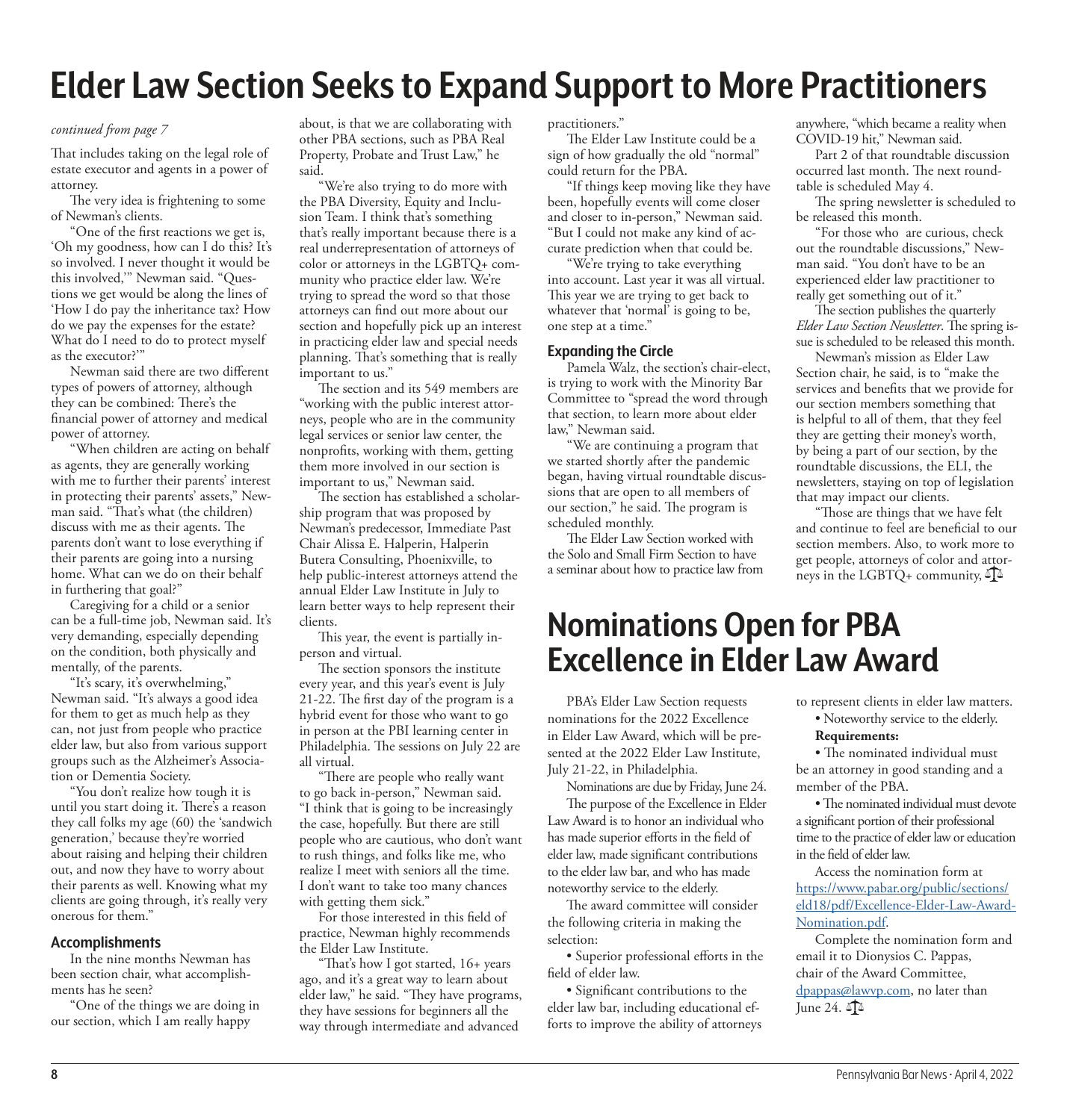# Elder Law Section Seeks to Expand Support to More Practitioners

*continued from page 7*

That includes taking on the legal role of estate executor and agents in a power of attorney.

The very idea is frightening to some of Newman's clients.

"One of the first reactions we get is, 'Oh my goodness, how can I do this? It's so involved. I never thought it would be this involved,'" Newman said. "Questions we get would be along the lines of 'How I do pay the inheritance tax? How do we pay the expenses for the estate? What do I need to do to protect myself as the executor?'"

Newman said there are two different types of powers of attorney, although they can be combined: There's the financial power of attorney and medical power of attorney.

"When children are acting on behalf as agents, they are generally working with me to further their parents' interest in protecting their parents' assets," Newman said. "That's what (the children) discuss with me as their agents. The parents don't want to lose everything if their parents are going into a nursing home. What can we do on their behalf in furthering that goal?"

Caregiving for a child or a senior can be a full-time job, Newman said. It's very demanding, especially depending on the condition, both physically and mentally, of the parents.

"It's scary, it's overwhelming," Newman said. "It's always a good idea for them to get as much help as they can, not just from people who practice elder law, but also from various support groups such as the Alzheimer's Association or Dementia Society.

"You don't realize how tough it is until you start doing it. There's a reason they call folks my age (60) the 'sandwich generation,' because they're worried about raising and helping their children out, and now they have to worry about their parents as well. Knowing what my clients are going through, it's really very onerous for them."

### Accomplishments

In the nine months Newman has been section chair, what accomplishments has he seen?

"One of the things we are doing in our section, which I am really happy about, is that we are collaborating with other PBA sections, such as PBA Real Property, Probate and Trust Law," he said.

"We're also trying to do more with the PBA Diversity, Equity and Inclusion Team. I think that's something that's really important because there is a real underrepresentation of attorneys of color or attorneys in the LGBTQ+ community who practice elder law. We're trying to spread the word so that those attorneys can find out more about our section and hopefully pick up an interest in practicing elder law and special needs planning. That's something that is really important to us."

The section and its 549 members are "working with the public interest attorneys, people who are in the community legal services or senior law center, the nonprofits, working with them, getting them more involved in our section is important to us," Newman said.

The section has established a scholarship program that was proposed by Newman's predecessor, Immediate Past Chair Alissa E. Halperin, Halperin Butera Consulting, Phoenixville, to help public-interest attorneys attend the annual Elder Law Institute in July to learn better ways to help represent their clients.

This year, the event is partially in-person and virtual.

The section sponsors the institute every year, and this year's event is July 21-22. The first day of the program is a hybrid event for those who want to go in person at the PBI learning center in Philadelphia. The sessions on July 22 are all virtual.

"There are people who really want to go back in-person," Newman said. "I think that is going to be increasingly the case, hopefully. But there are still people who are cautious, who don't want to rush things, and folks like me, who realize I meet with seniors all the time. I don't want to take too many chances with getting them sick."

For those interested in this field of practice, Newman highly recommends the Elder Law Institute.

"That's how I got started, 16+ years ago, and it's a great way to learn about elder law," he said. "They have programs, they have sessions for beginners all the way through intermediate and advanced practitioners."

The Elder Law Institute could be a sign of how gradually the old "normal" could return for the PBA.

"If things keep moving like they have been, hopefully events will come closer and closer to in-person," Newman said. "But I could not make any kind of accurate prediction when that could be.

"We're trying to take everything into account. Last year it was all virtual. This year we are trying to get back to whatever that 'normal' is going to be, one step at a time."

### Expanding the Circle

Pamela Walz, the section's chair-elect, is trying to work with the Minority Bar Committee to "spread the word through that section, to learn more about elder law," Newman said.

"We are continuing a program that we started shortly after the pandemic began, having virtual roundtable discussions that are open to all members of our section," he said. The program is scheduled monthly.

The Elder Law Section worked with the Solo and Small Firm Section to have a seminar about how to practice law from anywhere, "which became a reality when COVID-19 hit," Newman said.

Part 2 of that roundtable discussion occurred last month. The next roundtable is scheduled May 4.

The spring newsletter is scheduled to be released this month.

"For those who are curious, check out the roundtable discussions," Newman said. "You don't have to be an experienced elder law practitioner to really get something out of it."

The section publishes the quarterly *Elder Law Section Newsletter*. The spring issue is scheduled to be released this month.

Newman's mission as Elder Law Section chair, he said, is to "make the services and benefits that we provide for our section members something that is helpful to all of them, that they feel they are getting their money's worth, by being a part of our section, by the roundtable discussions, the ELI, the newsletters, staying on top of legislation that may impact our clients.

"Those are things that we have felt and continue to feel are beneficial to our section members. Also, to work more to get people, attorneys of color and attorneys in the LGBTQ+ community."

# Nominations Open for PBA Excellence in Elder Law Award

PBA's Elder Law Section requests nominations for the 2022 Excellence in Elder Law Award, which will be presented at the 2022 Elder Law Institute, July 21-22, in Philadelphia.

Nominations are due by Friday, June 24.

The purpose of the Excellence in Elder Law Award is to honor an individual who has made superior efforts in the field of elder law, made significant contributions to the elder law bar, and who has made noteworthy service to the elderly.

The award committee will consider the following criteria in making the selection:

- Superior professional efforts in the field of elder law.
- Significant contributions to the elder law bar, including educational efforts to improve the ability of attorneys to represent clients in elder law matters.
- Noteworthy service to the elderly.

**Requirements:**

- The nominated individual must be an attorney in good standing and a member of the PBA.
- The nominated individual must devote a significant portion of their professional time to the practice of elder law or education in the field of elder law.

Access the nomination form at https://www.pabar.org/public/sections/eld18/pdf/Excellence-Elder-Law-Award-Nomination.pdf.

Complete the nomination form and email it to Dionysios C. Pappas, chair of the Award Committee, dpappas@lawvp.com, no later than June 24.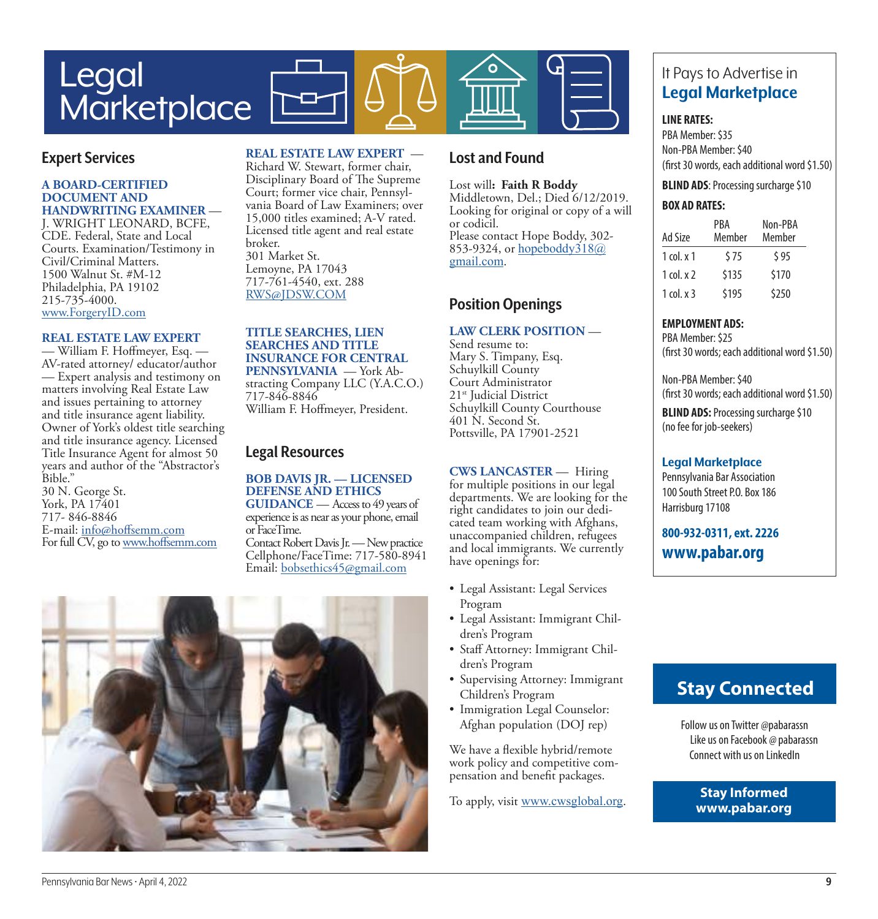# Legal Marketplace

## Expert Services

**A BOARD-CERTIFIED DOCUMENT AND HANDWRITING EXAMINER** — J. WRIGHT LEONARD, BCFE, CDE. Federal, State and Local Courts. Examination/Testimony in Civil/Criminal Matters.
1500 Walnut St. #M-12
Philadelphia, PA 19102
215-735-4000.
www.ForgeryID.com

**REAL ESTATE LAW EXPERT** — William F. Hoffmeyer, Esq. — AV-rated attorney/ educator/author — Expert analysis and testimony on matters involving Real Estate Law and issues pertaining to attorney and title insurance agent liability. Owner of York's oldest title searching and title insurance agency. Licensed Title Insurance Agent for almost 50 years and author of the "Abstractor's Bible."
30 N. George St.
York, PA 17401
717- 846-8846
E-mail: info@hoffsemm.com
For full CV, go to www.hoffsemm.com

**REAL ESTATE LAW EXPERT** — Richard W. Stewart, former chair, Disciplinary Board of The Supreme Court; former vice chair, Pennsylvania Board of Law Examiners; over 15,000 titles examined; A-V rated. Licensed title agent and real estate broker.
301 Market St.
Lemoyne, PA 17043
717-761-4540, ext. 288
RWS@JDSW.COM

**TITLE SEARCHES, LIEN SEARCHES AND TITLE INSURANCE FOR CENTRAL PENNSYLVANIA** — York Abstracting Company LLC (Y.A.C.O.)
717-846-8846
William F. Hoffmeyer, President.

## Legal Resources

**BOB DAVIS JR. — LICENSED DEFENSE AND ETHICS GUIDANCE** — Access to 49 years of experience is as near as your phone, email or FaceTime.
Contact Robert Davis Jr. — New practice
Cellphone/FaceTime: 717-580-8941
Email: bobsethics45@gmail.com

## Lost and Found

Lost will**: Faith R Boddy**
Middletown, Del.; Died 6/12/2019.
Looking for original or copy of a will or codicil.
Please contact Hope Boddy, 302-853-9324, or hopeboddy318@gmail.com.

## Position Openings

**LAW CLERK POSITION** —
Send resume to:
Mary S. Timpany, Esq.
Schuylkill County
Court Administrator
21st Judicial District
Schuylkill County Courthouse
401 N. Second St.
Pottsville, PA 17901-2521

**CWS LANCASTER** — Hiring for multiple positions in our legal departments. We are looking for the right candidates to join our dedicated team working with Afghans, unaccompanied children, refugees and local immigrants. We currently have openings for:

- Legal Assistant: Legal Services Program
- Legal Assistant: Immigrant Children's Program
- Staff Attorney: Immigrant Children's Program
- Supervising Attorney: Immigrant Children's Program
- Immigration Legal Counselor: Afghan population (DOJ rep)

We have a flexible hybrid/remote work policy and competitive compensation and benefit packages.

To apply, visit www.cwsglobal.org.

---

It Pays to Advertise in
**Legal Marketplace**

**LINE RATES:**
PBA Member: $35
Non-PBA Member: $40
(first 30 words, each additional word $1.50)

**BLIND ADS**: Processing surcharge $10

**BOX AD RATES:**

| Ad Size | PBA Member | Non-PBA Member |
|---|---|---|
| 1 col. x 1 | $75 | $95 |
| 1 col. x 2 | $135 | $170 |
| 1 col. x 3 | $195 | $250 |

**EMPLOYMENT ADS:**
PBA Member: $25
(first 30 words; each additional word $1.50)

Non-PBA Member: $40
(first 30 words; each additional word $1.50)

**BLIND ADS:** Processing surcharge $10
(no fee for job-seekers)

**Legal Marketplace**
Pennsylvania Bar Association
100 South Street P.O. Box 186
Harrisburg 17108

**800-932-0311, ext. 2226**
**www.pabar.org**

## Stay Connected

Follow us on Twitter @pabarassn
Like us on Facebook @pabarassn
Connect with us on LinkedIn

**Stay Informed**
**www.pabar.org**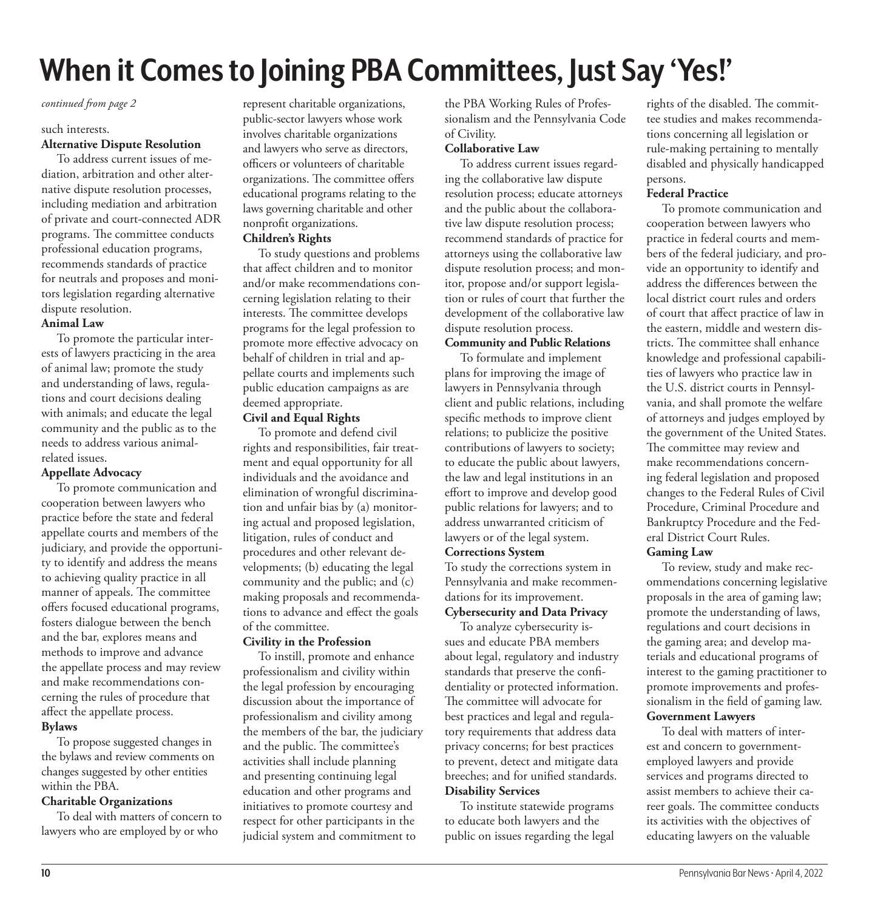# When it Comes to Joining PBA Committees, Just Say 'Yes!'

*continued from page 2*

such interests.

**Alternative Dispute Resolution**

To address current issues of mediation, arbitration and other alternative dispute resolution processes, including mediation and arbitration of private and court-connected ADR programs. The committee conducts professional education programs, recommends standards of practice for neutrals and proposes and monitors legislation regarding alternative dispute resolution.

**Animal Law**

To promote the particular interests of lawyers practicing in the area of animal law; promote the study and understanding of laws, regulations and court decisions dealing with animals; and educate the legal community and the public as to the needs to address various animal-related issues.

**Appellate Advocacy**

To promote communication and cooperation between lawyers who practice before the state and federal appellate courts and members of the judiciary, and provide the opportunity to identify and address the means to achieving quality practice in all manner of appeals. The committee offers focused educational programs, fosters dialogue between the bench and the bar, explores means and methods to improve and advance the appellate process and may review and make recommendations concerning the rules of procedure that affect the appellate process.

**Bylaws**

To propose suggested changes in the bylaws and review comments on changes suggested by other entities within the PBA.

**Charitable Organizations**

To deal with matters of concern to lawyers who are employed by or who represent charitable organizations, public-sector lawyers whose work involves charitable organizations and lawyers who serve as directors, officers or volunteers of charitable organizations. The committee offers educational programs relating to the laws governing charitable and other nonprofit organizations.

**Children's Rights**

To study questions and problems that affect children and to monitor and/or make recommendations concerning legislation relating to their interests. The committee develops programs for the legal profession to promote more effective advocacy on behalf of children in trial and appellate courts and implements such public education campaigns as are deemed appropriate.

**Civil and Equal Rights**

To promote and defend civil rights and responsibilities, fair treatment and equal opportunity for all individuals and the avoidance and elimination of wrongful discrimination and unfair bias by (a) monitoring actual and proposed legislation, litigation, rules of conduct and procedures and other relevant developments; (b) educating the legal community and the public; and (c) making proposals and recommendations to advance and effect the goals of the committee.

**Civility in the Profession**

To instill, promote and enhance professionalism and civility within the legal profession by encouraging discussion about the importance of professionalism and civility among the members of the bar, the judiciary and the public. The committee's activities shall include planning and presenting continuing legal education and other programs and initiatives to promote courtesy and respect for other participants in the judicial system and commitment to the PBA Working Rules of Professionalism and the Pennsylvania Code of Civility.

**Collaborative Law**

To address current issues regarding the collaborative law dispute resolution process; educate attorneys and the public about the collaborative law dispute resolution process; recommend standards of practice for attorneys using the collaborative law dispute resolution process; and monitor, propose and/or support legislation or rules of court that further the development of the collaborative law dispute resolution process.

**Community and Public Relations**

To formulate and implement plans for improving the image of lawyers in Pennsylvania through client and public relations, including specific methods to improve client relations; to publicize the positive contributions of lawyers to society; to educate the public about lawyers, the law and legal institutions in an effort to improve and develop good public relations for lawyers; and to address unwarranted criticism of lawyers or of the legal system.

**Corrections System**

To study the corrections system in Pennsylvania and make recommendations for its improvement.

**Cybersecurity and Data Privacy**

To analyze cybersecurity issues and educate PBA members about legal, regulatory and industry standards that preserve the confidentiality or protected information. The committee will advocate for best practices and legal and regulatory requirements that address data privacy concerns; for best practices to prevent, detect and mitigate data breeches; and for unified standards.

**Disability Services**

To institute statewide programs to educate both lawyers and the public on issues regarding the legal rights of the disabled. The committee studies and makes recommendations concerning all legislation or rule-making pertaining to mentally disabled and physically handicapped persons.

**Federal Practice**

To promote communication and cooperation between lawyers who practice in federal courts and members of the federal judiciary, and provide an opportunity to identify and address the differences between the local district court rules and orders of court that affect practice of law in the eastern, middle and western districts. The committee shall enhance knowledge and professional capabilities of lawyers who practice law in the U.S. district courts in Pennsylvania, and shall promote the welfare of attorneys and judges employed by the government of the United States. The committee may review and make recommendations concerning federal legislation and proposed changes to the Federal Rules of Civil Procedure, Criminal Procedure and Bankruptcy Procedure and the Federal District Court Rules.

**Gaming Law**

To review, study and make recommendations concerning legislative proposals in the area of gaming law; promote the understanding of laws, regulations and court decisions in the gaming area; and develop materials and educational programs of interest to the gaming practitioner to promote improvements and professionalism in the field of gaming law.

**Government Lawyers**

To deal with matters of interest and concern to government-employed lawyers and provide services and programs directed to assist members to achieve their career goals. The committee conducts its activities with the objectives of educating lawyers on the valuable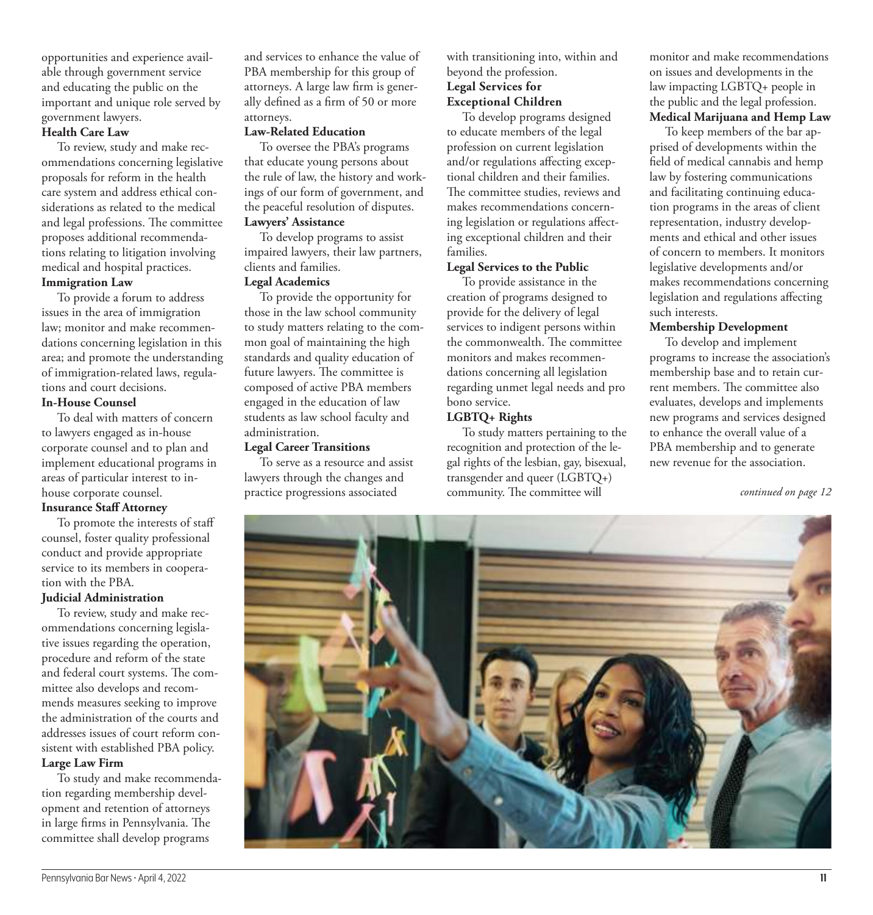opportunities and experience available through government service and educating the public on the important and unique role served by government lawyers.

**Health Care Law**

To review, study and make recommendations concerning legislative proposals for reform in the health care system and address ethical considerations as related to the medical and legal professions. The committee proposes additional recommendations relating to litigation involving medical and hospital practices.

**Immigration Law**

To provide a forum to address issues in the area of immigration law; monitor and make recommendations concerning legislation in this area; and promote the understanding of immigration-related laws, regulations and court decisions.

**In-House Counsel**

To deal with matters of concern to lawyers engaged as in-house corporate counsel and to plan and implement educational programs in areas of particular interest to in-house corporate counsel.

**Insurance Staff Attorney**

To promote the interests of staff counsel, foster quality professional conduct and provide appropriate service to its members in cooperation with the PBA.

**Judicial Administration**

To review, study and make recommendations concerning legislative issues regarding the operation, procedure and reform of the state and federal court systems. The committee also develops and recommends measures seeking to improve the administration of the courts and addresses issues of court reform consistent with established PBA policy.

**Large Law Firm**

To study and make recommendation regarding membership development and retention of attorneys in large firms in Pennsylvania. The committee shall develop programs and services to enhance the value of PBA membership for this group of attorneys. A large law firm is generally defined as a firm of 50 or more attorneys.

**Law-Related Education**

To oversee the PBA's programs that educate young persons about the rule of law, the history and workings of our form of government, and the peaceful resolution of disputes.

**Lawyers' Assistance**

To develop programs to assist impaired lawyers, their law partners, clients and families.

**Legal Academics**

To provide the opportunity for those in the law school community to study matters relating to the common goal of maintaining the high standards and quality education of future lawyers. The committee is composed of active PBA members engaged in the education of law students as law school faculty and administration.

**Legal Career Transitions**

To serve as a resource and assist lawyers through the changes and practice progressions associated with transitioning into, within and beyond the profession.

**Legal Services for Exceptional Children**

To develop programs designed to educate members of the legal profession on current legislation and/or regulations affecting exceptional children and their families. The committee studies, reviews and makes recommendations concerning legislation or regulations affecting exceptional children and their families.

**Legal Services to the Public**

To provide assistance in the creation of programs designed to provide for the delivery of legal services to indigent persons within the commonwealth. The committee monitors and makes recommendations concerning all legislation regarding unmet legal needs and pro bono service.

**LGBTQ+ Rights**

To study matters pertaining to the recognition and protection of the legal rights of the lesbian, gay, bisexual, transgender and queer (LGBTQ+) community. The committee will monitor and make recommendations on issues and developments in the law impacting LGBTQ+ people in the public and the legal profession.

**Medical Marijuana and Hemp Law**

To keep members of the bar apprised of developments within the field of medical cannabis and hemp law by fostering communications and facilitating continuing education programs in the areas of client representation, industry developments and ethical and other issues of concern to members. It monitors legislative developments and/or makes recommendations concerning legislation and regulations affecting such interests.

**Membership Development**

To develop and implement programs to increase the association's membership base and to retain current members. The committee also evaluates, develops and implements new programs and services designed to enhance the overall value of a PBA membership and to generate new revenue for the association.

*continued on page 12*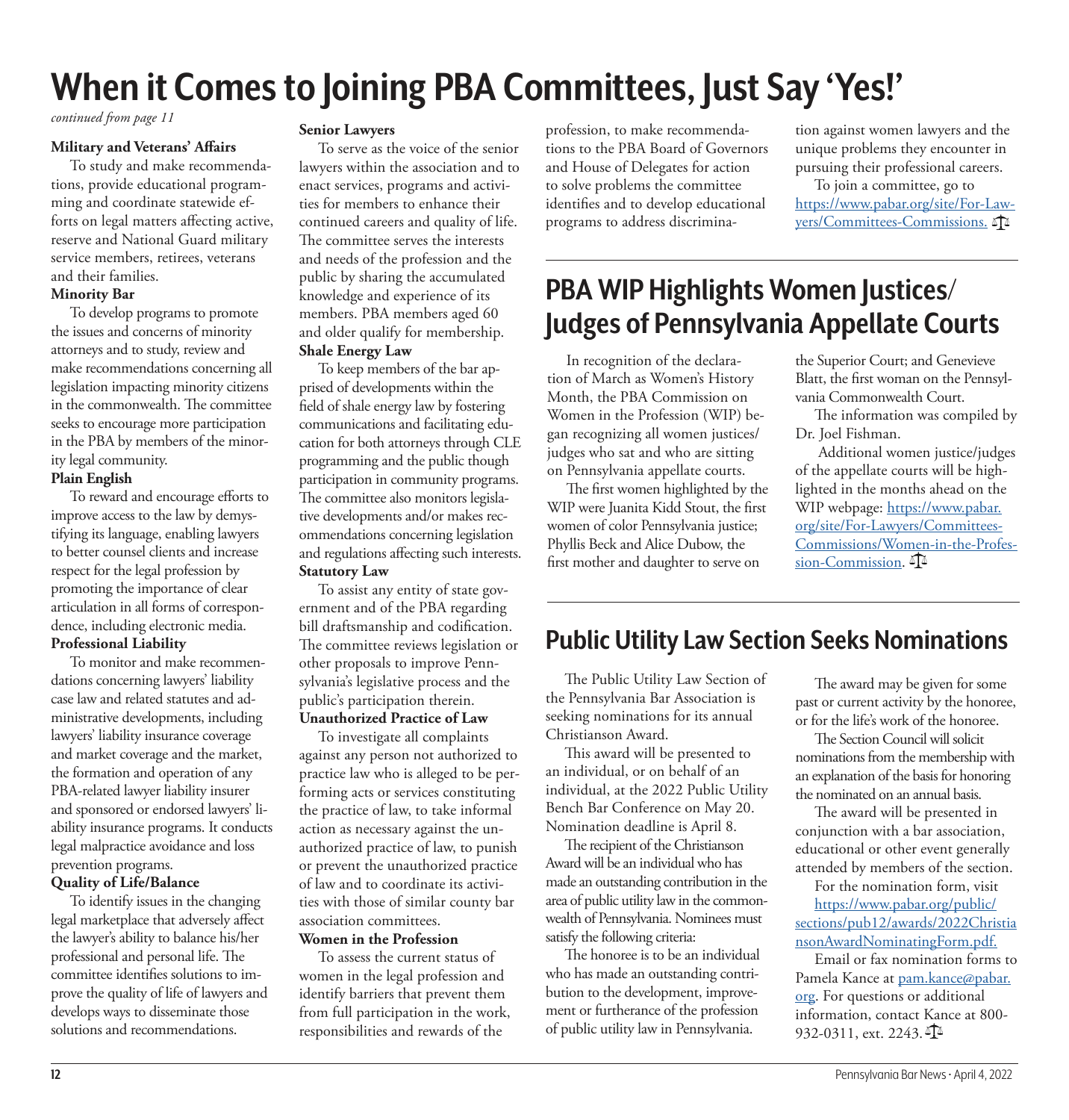# When it Comes to Joining PBA Committees, Just Say 'Yes!'

*continued from page 11*

**Military and Veterans' Affairs**

To study and make recommendations, provide educational programming and coordinate statewide efforts on legal matters affecting active, reserve and National Guard military service members, retirees, veterans and their families.

**Minority Bar**

To develop programs to promote the issues and concerns of minority attorneys and to study, review and make recommendations concerning all legislation impacting minority citizens in the commonwealth. The committee seeks to encourage more participation in the PBA by members of the minority legal community.

**Plain English**

To reward and encourage efforts to improve access to the law by demystifying its language, enabling lawyers to better counsel clients and increase respect for the legal profession by promoting the importance of clear articulation in all forms of correspondence, including electronic media.

**Professional Liability**

To monitor and make recommendations concerning lawyers' liability case law and related statutes and administrative developments, including lawyers' liability insurance coverage and market coverage and the market, the formation and operation of any PBA-related lawyer liability insurer and sponsored or endorsed lawyers' liability insurance programs. It conducts legal malpractice avoidance and loss prevention programs.

**Quality of Life/Balance**

To identify issues in the changing legal marketplace that adversely affect the lawyer's ability to balance his/her professional and personal life. The committee identifies solutions to improve the quality of life of lawyers and develops ways to disseminate those solutions and recommendations.

**Senior Lawyers**

To serve as the voice of the senior lawyers within the association and to enact services, programs and activities for members to enhance their continued careers and quality of life. The committee serves the interests and needs of the profession and the public by sharing the accumulated knowledge and experience of its members. PBA members aged 60 and older qualify for membership.

**Shale Energy Law**

To keep members of the bar apprised of developments within the field of shale energy law by fostering communications and facilitating education for both attorneys through CLE programming and the public though participation in community programs. The committee also monitors legislative developments and/or makes recommendations concerning legislation and regulations affecting such interests.

**Statutory Law**

To assist any entity of state government and of the PBA regarding bill draftsmanship and codification. The committee reviews legislation or other proposals to improve Pennsylvania's legislative process and the public's participation therein.

**Unauthorized Practice of Law**

To investigate all complaints against any person not authorized to practice law who is alleged to be performing acts or services constituting the practice of law, to take informal action as necessary against the unauthorized practice of law, to punish or prevent the unauthorized practice of law and to coordinate its activities with those of similar county bar association committees.

**Women in the Profession**

To assess the current status of women in the legal profession and identify barriers that prevent them from full participation in the work, responsibilities and rewards of the profession, to make recommendations to the PBA Board of Governors and House of Delegates for action to solve problems the committee identifies and to develop educational programs to address discrimination against women lawyers and the unique problems they encounter in pursuing their professional careers.

To join a committee, go to https://www.pabar.org/site/For-Lawyers/Committees-Commissions.

# PBA WIP Highlights Women Justices/Judges of Pennsylvania Appellate Courts

In recognition of the declaration of March as Women's History Month, the PBA Commission on Women in the Profession (WIP) began recognizing all women justices/judges who sat and who are sitting on Pennsylvania appellate courts.

The first women highlighted by the WIP were Juanita Kidd Stout, the first women of color Pennsylvania justice; Phyllis Beck and Alice Dubow, the first mother and daughter to serve on the Superior Court; and Genevieve Blatt, the first woman on the Pennsylvania Commonwealth Court.

The information was compiled by Dr. Joel Fishman.

Additional women justice/judges of the appellate courts will be highlighted in the months ahead on the WIP webpage: https://www.pabar.org/site/For-Lawyers/Committees-Commissions/Women-in-the-Profession-Commission.

# Public Utility Law Section Seeks Nominations

The Public Utility Law Section of the Pennsylvania Bar Association is seeking nominations for its annual Christianson Award.

This award will be presented to an individual, or on behalf of an individual, at the 2022 Public Utility Bench Bar Conference on May 20. Nomination deadline is April 8.

The recipient of the Christianson Award will be an individual who has made an outstanding contribution in the area of public utility law in the commonwealth of Pennsylvania. Nominees must satisfy the following criteria:

The honoree is to be an individual who has made an outstanding contribution to the development, improvement or furtherance of the profession of public utility law in Pennsylvania.

The award may be given for some past or current activity by the honoree, or for the life's work of the honoree.

The Section Council will solicit nominations from the membership with an explanation of the basis for honoring the nominated on an annual basis.

The award will be presented in conjunction with a bar association, educational or other event generally attended by members of the section.

For the nomination form, visit https://www.pabar.org/public/sections/pub12/awards/2022ChristiansonAwardNominatingForm.pdf.

Email or fax nomination forms to Pamela Kance at pam.kance@pabar.org. For questions or additional information, contact Kance at 800-932-0311, ext. 2243.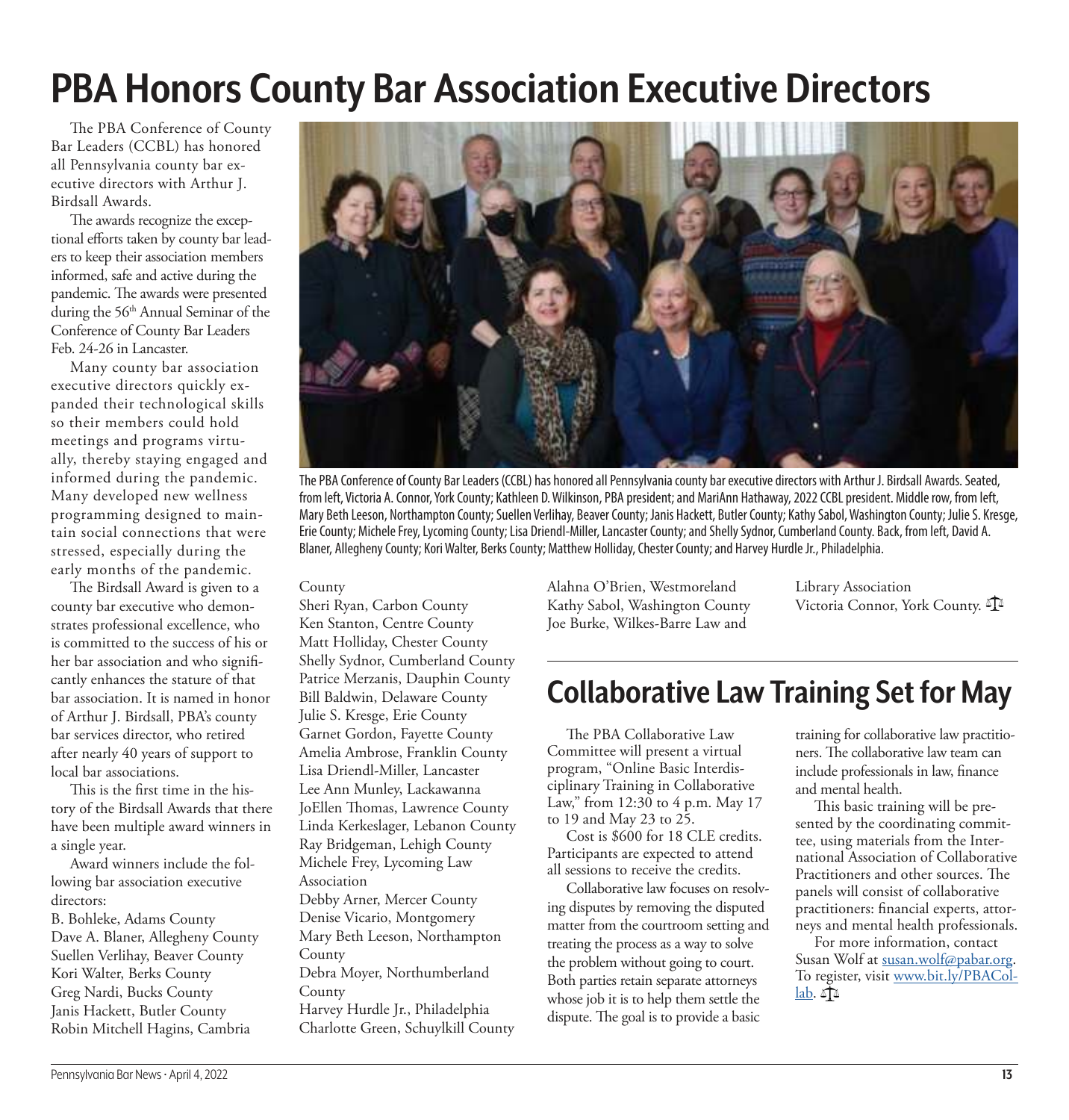# PBA Honors County Bar Association Executive Directors

The PBA Conference of County Bar Leaders (CCBL) has honored all Pennsylvania county bar executive directors with Arthur J. Birdsall Awards.

The awards recognize the exceptional efforts taken by county bar leaders to keep their association members informed, safe and active during the pandemic. The awards were presented during the 56th Annual Seminar of the Conference of County Bar Leaders Feb. 24-26 in Lancaster.

Many county bar association executive directors quickly expanded their technological skills so their members could hold meetings and programs virtually, thereby staying engaged and informed during the pandemic. Many developed new wellness programming designed to maintain social connections that were stressed, especially during the early months of the pandemic.

The Birdsall Award is given to a county bar executive who demonstrates professional excellence, who is committed to the success of his or her bar association and who significantly enhances the stature of that bar association. It is named in honor of Arthur J. Birdsall, PBA's county bar services director, who retired after nearly 40 years of support to local bar associations.

This is the first time in the history of the Birdsall Awards that there have been multiple award winners in a single year.

The PBA Conference of County Bar Leaders (CCBL) has honored all Pennsylvania county bar executive directors with Arthur J. Birdsall Awards. Seated, from left, Victoria A. Connor, York County; Kathleen D. Wilkinson, PBA president; and MariAnn Hathaway, 2022 CCBL president. Middle row, from left, Mary Beth Leeson, Northampton County; Suellen Verlihay, Beaver County; Janis Hackett, Butler County; Kathy Sabol, Washington County; Julie S. Kresge, Erie County; Michele Frey, Lycoming County; Lisa Driendl-Miller, Lancaster County; and Shelly Sydnor, Cumberland County. Back, from left, David A. Blaner, Allegheny County; Kori Walter, Berks County; Matthew Holliday, Chester County; and Harvey Hurdle Jr., Philadelphia.

Award winners include the following bar association executive directors:

B. Bohleke, Adams County
Dave A. Blaner, Allegheny County
Suellen Verlihay, Beaver County
Kori Walter, Berks County
Greg Nardi, Bucks County
Janis Hackett, Butler County
Robin Mitchell Hagins, Cambria County
Sheri Ryan, Carbon County
Ken Stanton, Centre County
Matt Holliday, Chester County
Shelly Sydnor, Cumberland County
Patrice Merzanis, Dauphin County
Bill Baldwin, Delaware County
Julie S. Kresge, Erie County
Garnet Gordon, Fayette County
Amelia Ambrose, Franklin County
Lisa Driendl-Miller, Lancaster
Lee Ann Munley, Lackawanna
JoEllen Thomas, Lawrence County
Linda Kerkeslager, Lebanon County
Ray Bridgeman, Lehigh County
Michele Frey, Lycoming Law Association
Debby Arner, Mercer County
Denise Vicario, Montgomery
Mary Beth Leeson, Northampton County
Debra Moyer, Northumberland County
Harvey Hurdle Jr., Philadelphia
Charlotte Green, Schuylkill County
Alahna O'Brien, Westmoreland
Kathy Sabol, Washington County
Joe Burke, Wilkes-Barre Law and Library Association
Victoria Connor, York County.

# Collaborative Law Training Set for May

The PBA Collaborative Law Committee will present a virtual program, "Online Basic Interdisciplinary Training in Collaborative Law," from 12:30 to 4 p.m. May 17 to 19 and May 23 to 25.

Cost is $600 for 18 CLE credits. Participants are expected to attend all sessions to receive the credits.

Collaborative law focuses on resolving disputes by removing the disputed matter from the courtroom setting and treating the process as a way to solve the problem without going to court. Both parties retain separate attorneys whose job it is to help them settle the dispute. The goal is to provide a basic training for collaborative law practitioners. The collaborative law team can include professionals in law, finance and mental health.

This basic training will be presented by the coordinating committee, using materials from the International Association of Collaborative Practitioners and other sources. The panels will consist of collaborative practitioners: financial experts, attorneys and mental health professionals.

For more information, contact Susan Wolf at susan.wolf@pabar.org. To register, visit www.bit.ly/PBACollab.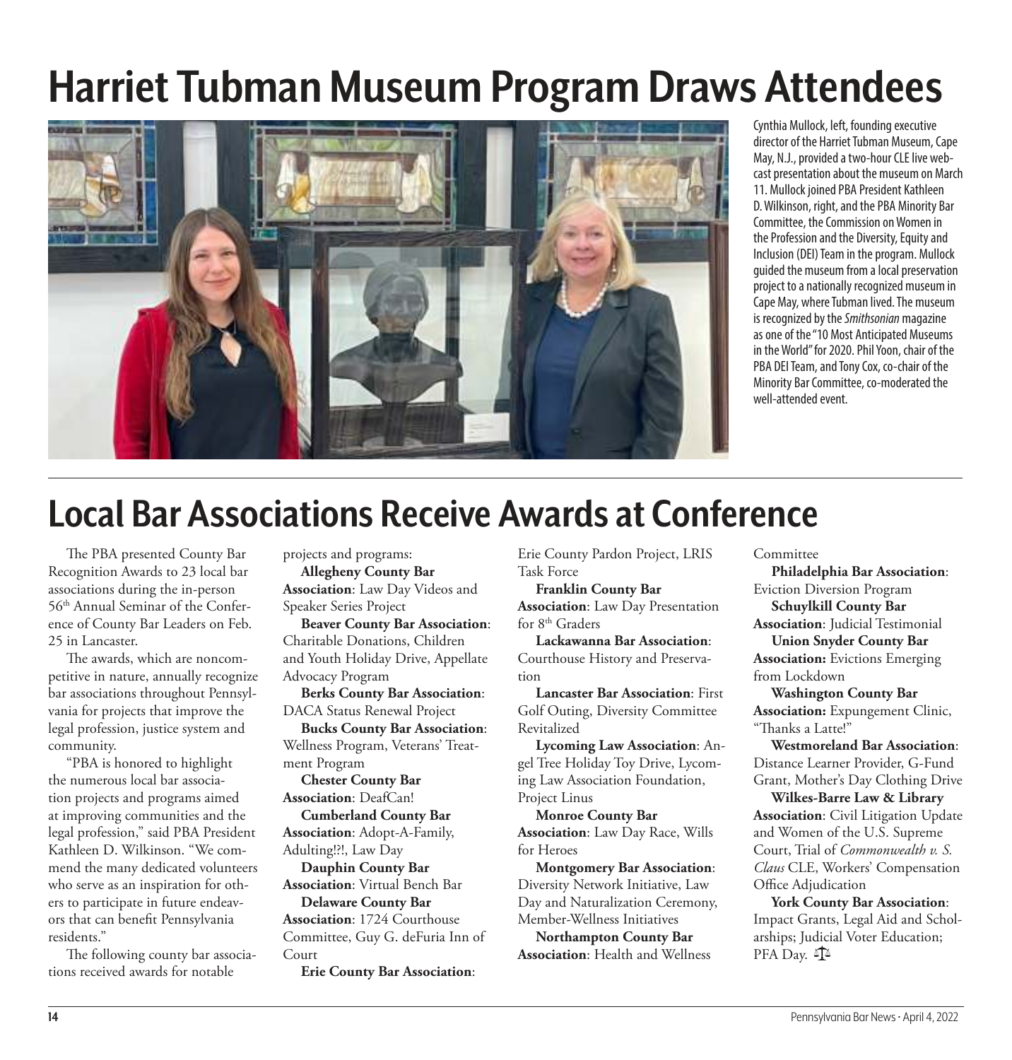# Harriet Tubman Museum Program Draws Attendees

Cynthia Mullock, left, founding executive director of the Harriet Tubman Museum, Cape May, N.J., provided a two-hour CLE live webcast presentation about the museum on March 11. Mullock joined PBA President Kathleen D. Wilkinson, right, and the PBA Minority Bar Committee, the Commission on Women in the Profession and the Diversity, Equity and Inclusion (DEI) Team in the program. Mullock guided the museum from a local preservation project to a nationally recognized museum in Cape May, where Tubman lived. The museum is recognized by the *Smithsonian* magazine as one of the "10 Most Anticipated Museums in the World" for 2020. Phil Yoon, chair of the PBA DEI Team, and Tony Cox, co-chair of the Minority Bar Committee, co-moderated the well-attended event.

# Local Bar Associations Receive Awards at Conference

The PBA presented County Bar Recognition Awards to 23 local bar associations during the in-person 56th Annual Seminar of the Conference of County Bar Leaders on Feb. 25 in Lancaster.

The awards, which are noncompetitive in nature, annually recognize bar associations throughout Pennsylvania for projects that improve the legal profession, justice system and community.

"PBA is honored to highlight the numerous local bar association projects and programs aimed at improving communities and the legal profession," said PBA President Kathleen D. Wilkinson. "We commend the many dedicated volunteers who serve as an inspiration for others to participate in future endeavors that can benefit Pennsylvania residents."

The following county bar associations received awards for notable projects and programs:

**Allegheny County Bar Association**: Law Day Videos and Speaker Series Project

**Beaver County Bar Association**: Charitable Donations, Children and Youth Holiday Drive, Appellate Advocacy Program

**Berks County Bar Association**: DACA Status Renewal Project

**Bucks County Bar Association**: Wellness Program, Veterans' Treatment Program

**Chester County Bar Association**: DeafCan!

**Cumberland County Bar Association**: Adopt-A-Family, Adulting!?!, Law Day

**Dauphin County Bar Association**: Virtual Bench Bar

**Delaware County Bar Association**: 1724 Courthouse Committee, Guy G. deFuria Inn of Court

**Erie County Bar Association**: Erie County Pardon Project, LRIS Task Force

**Franklin County Bar Association**: Law Day Presentation for 8th Graders

**Lackawanna Bar Association**: Courthouse History and Preservation

**Lancaster Bar Association**: First Golf Outing, Diversity Committee Revitalized

**Lycoming Law Association**: Angel Tree Holiday Toy Drive, Lycoming Law Association Foundation, Project Linus

**Monroe County Bar Association**: Law Day Race, Wills for Heroes

**Montgomery Bar Association**: Diversity Network Initiative, Law Day and Naturalization Ceremony, Member-Wellness Initiatives

**Northampton County Bar Association**: Health and Wellness Committee

**Philadelphia Bar Association**: Eviction Diversion Program

**Schuylkill County Bar Association**: Judicial Testimonial

**Union Snyder County Bar Association:** Evictions Emerging from Lockdown

**Washington County Bar Association:** Expungement Clinic, "Thanks a Latte!"

**Westmoreland Bar Association**: Distance Learner Provider, G-Fund Grant, Mother's Day Clothing Drive

**Wilkes-Barre Law & Library Association**: Civil Litigation Update and Women of the U.S. Supreme Court, Trial of *Commonwealth v. S. Claus* CLE, Workers' Compensation Office Adjudication

**York County Bar Association**: Impact Grants, Legal Aid and Scholarships; Judicial Voter Education; PFA Day.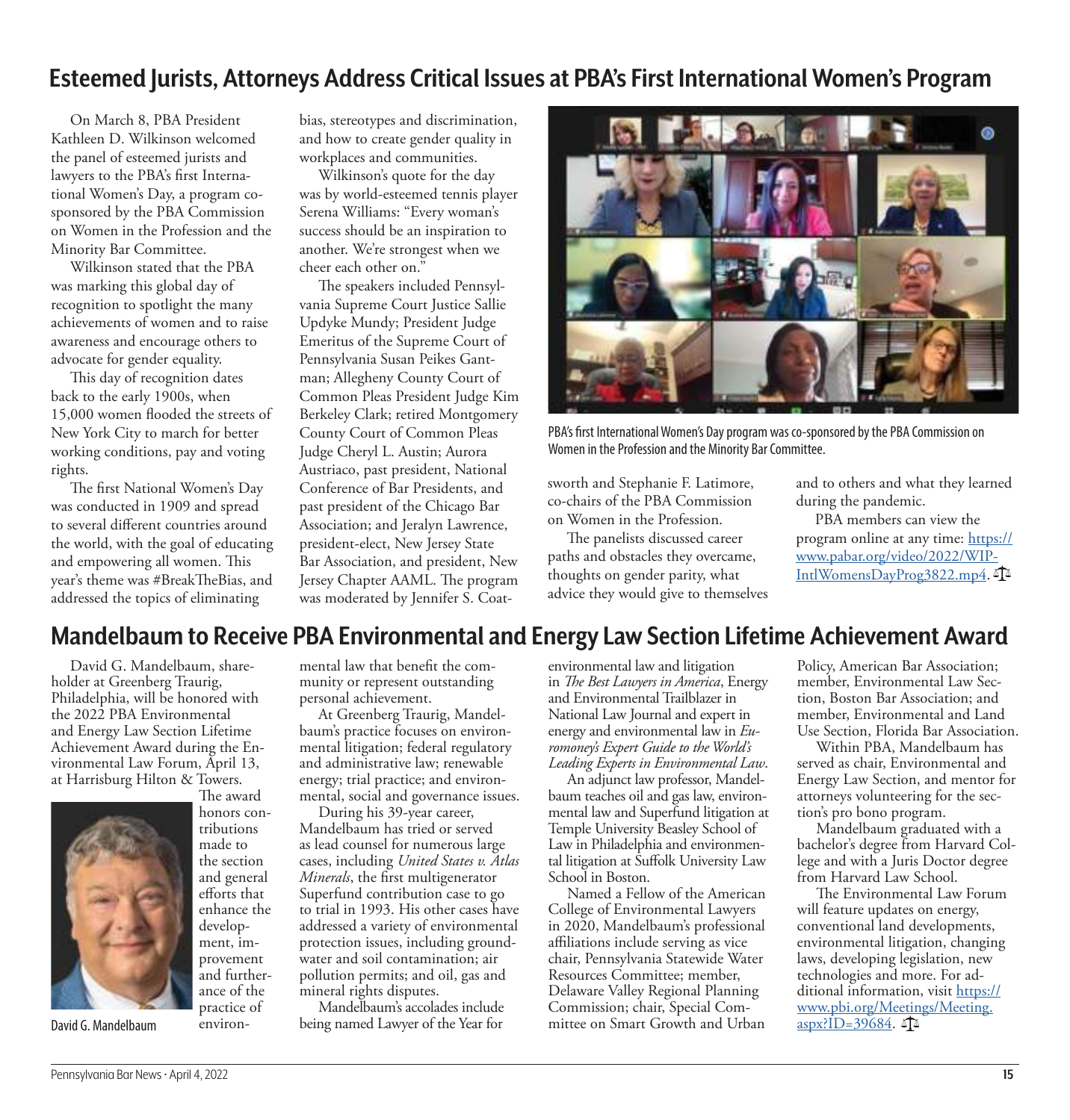## Esteemed Jurists, Attorneys Address Critical Issues at PBA's First International Women's Program

On March 8, PBA President Kathleen D. Wilkinson welcomed the panel of esteemed jurists and lawyers to the PBA's first International Women's Day, a program co-sponsored by the PBA Commission on Women in the Profession and the Minority Bar Committee.

Wilkinson stated that the PBA was marking this global day of recognition to spotlight the many achievements of women and to raise awareness and encourage others to advocate for gender equality.

This day of recognition dates back to the early 1900s, when 15,000 women flooded the streets of New York City to march for better working conditions, pay and voting rights.

The first National Women's Day was conducted in 1909 and spread to several different countries around the world, with the goal of educating and empowering all women. This year's theme was #BreakTheBias, and addressed the topics of eliminating bias, stereotypes and discrimination, and how to create gender quality in workplaces and communities.

Wilkinson's quote for the day was by world-esteemed tennis player Serena Williams: "Every woman's success should be an inspiration to another. We're strongest when we cheer each other on."

The speakers included Pennsylvania Supreme Court Justice Sallie Updyke Mundy; President Judge Emeritus of the Supreme Court of Pennsylvania Susan Peikes Gantman; Allegheny County Court of Common Pleas President Judge Kim Berkeley Clark; retired Montgomery County Court of Common Pleas Judge Cheryl L. Austin; Aurora Austriaco, past president, National Conference of Bar Presidents, and past president of the Chicago Bar Association; and Jeralyn Lawrence, president-elect, New Jersey State Bar Association, and president, New Jersey Chapter AAML. The program was moderated by Jennifer S. Coatsworth and Stephanie F. Latimore, co-chairs of the PBA Commission on Women in the Profession.

PBA's first International Women's Day program was co-sponsored by the PBA Commission on Women in the Profession and the Minority Bar Committee.

The panelists discussed career paths and obstacles they overcame, thoughts on gender parity, what advice they would give to themselves and to others and what they learned during the pandemic.

PBA members can view the program online at any time: https://www.pabar.org/video/2022/WIP-IntlWomensDayProg3822.mp4.

## Mandelbaum to Receive PBA Environmental and Energy Law Section Lifetime Achievement Award

David G. Mandelbaum, shareholder at Greenberg Traurig, Philadelphia, will be honored with the 2022 PBA Environmental and Energy Law Section Lifetime Achievement Award during the Environmental Law Forum, April 13, at Harrisburg Hilton & Towers.

David G. Mandelbaum

The award honors contributions made to the section and general efforts that enhance the development, improvement and furtherance of the practice of environmental law that benefit the community or represent outstanding personal achievement.

At Greenberg Traurig, Mandelbaum's practice focuses on environmental litigation; federal regulatory and administrative law; renewable energy; trial practice; and environmental, social and governance issues.

During his 39-year career, Mandelbaum has tried or served as lead counsel for numerous large cases, including *United States v. Atlas Minerals*, the first multigenerator Superfund contribution case to go to trial in 1993. His other cases have addressed a variety of environmental protection issues, including groundwater and soil contamination; air pollution permits; and oil, gas and mineral rights disputes.

Mandelbaum's accolades include being named Lawyer of the Year for environmental law and litigation in *The Best Lawyers in America*, Energy and Environmental Trailblazer in National Law Journal and expert in energy and environmental law in *Euromoney's Expert Guide to the World's Leading Experts in Environmental Law*.

An adjunct law professor, Mandelbaum teaches oil and gas law, environmental law and Superfund litigation at Temple University Beasley School of Law in Philadelphia and environmental litigation at Suffolk University Law School in Boston.

Named a Fellow of the American College of Environmental Lawyers in 2020, Mandelbaum's professional affiliations include serving as vice chair, Pennsylvania Statewide Water Resources Committee; member, Delaware Valley Regional Planning Commission; chair, Special Committee on Smart Growth and Urban Policy, American Bar Association; member, Environmental Law Section, Boston Bar Association; and member, Environmental and Land Use Section, Florida Bar Association.

Within PBA, Mandelbaum has served as chair, Environmental and Energy Law Section, and mentor for attorneys volunteering for the section's pro bono program.

Mandelbaum graduated with a bachelor's degree from Harvard College and with a Juris Doctor degree from Harvard Law School.

The Environmental Law Forum will feature updates on energy, conventional land developments, environmental litigation, changing laws, developing legislation, new technologies and more. For additional information, visit https://www.pbi.org/Meetings/Meeting.aspx?ID=39684.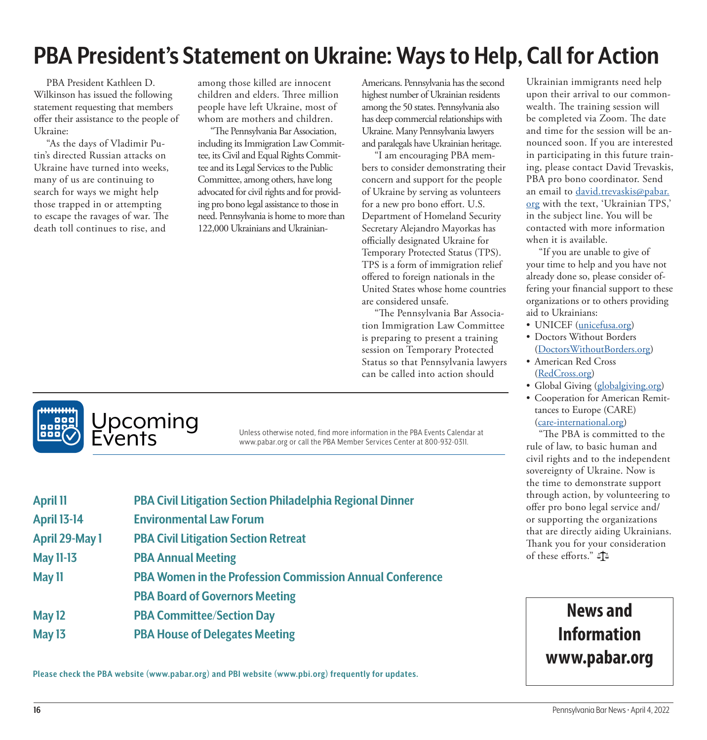# PBA President's Statement on Ukraine: Ways to Help, Call for Action

PBA President Kathleen D. Wilkinson has issued the following statement requesting that members offer their assistance to the people of Ukraine:

"As the days of Vladimir Putin's directed Russian attacks on Ukraine have turned into weeks, many of us are continuing to search for ways we might help those trapped in or attempting to escape the ravages of war. The death toll continues to rise, and among those killed are innocent children and elders. Three million people have left Ukraine, most of whom are mothers and children.

"The Pennsylvania Bar Association, including its Immigration Law Committee, its Civil and Equal Rights Committee and its Legal Services to the Public Committee, among others, have long advocated for civil rights and for providing pro bono legal assistance to those in need. Pennsylvania is home to more than 122,000 Ukrainians and Ukrainian-Americans. Pennsylvania has the second highest number of Ukrainian residents among the 50 states. Pennsylvania also has deep commercial relationships with Ukraine. Many Pennsylvania lawyers and paralegals have Ukrainian heritage.

"I am encouraging PBA members to consider demonstrating their concern and support for the people of Ukraine by serving as volunteers for a new pro bono effort. U.S. Department of Homeland Security Secretary Alejandro Mayorkas has officially designated Ukraine for Temporary Protected Status (TPS). TPS is a form of immigration relief offered to foreign nationals in the United States whose home countries are considered unsafe.

"The Pennsylvania Bar Association Immigration Law Committee is preparing to present a training session on Temporary Protected Status so that Pennsylvania lawyers can be called into action should Ukrainian immigrants need help upon their arrival to our commonwealth. The training session will be completed via Zoom. The date and time for the session will be announced soon. If you are interested in participating in this future training, please contact David Trevaskis, PBA pro bono coordinator. Send an email to david.trevaskis@pabar.org with the text, 'Ukrainian TPS,' in the subject line. You will be contacted with more information when it is available.

"If you are unable to give of your time to help and you have not already done so, please consider offering your financial support to these organizations or to others providing aid to Ukrainians:

- UNICEF (unicefusa.org)
- Doctors Without Borders (DoctorsWithoutBorders.org)
- American Red Cross (RedCross.org)
- Global Giving (globalgiving.org)
- Cooperation for American Remittances to Europe (CARE) (care-international.org)

"The PBA is committed to the rule of law, to basic human and civil rights and to the independent sovereignty of Ukraine. Now is the time to demonstrate support through action, by volunteering to offer pro bono legal service and/or supporting the organizations that are directly aiding Ukrainians. Thank you for your consideration of these efforts."

## Upcoming Events

Unless otherwise noted, find more information in the PBA Events Calendar at www.pabar.org or call the PBA Member Services Center at 800-932-0311.

| | |
|---|---|
| **April 11** | **PBA Civil Litigation Section Philadelphia Regional Dinner** |
| **April 13-14** | **Environmental Law Forum** |
| **April 29-May 1** | **PBA Civil Litigation Section Retreat** |
| **May 11-13** | **PBA Annual Meeting** |
| **May 11** | **PBA Women in the Profession Commission Annual Conference** |
| | **PBA Board of Governors Meeting** |
| **May 12** | **PBA Committee/Section Day** |
| **May 13** | **PBA House of Delegates Meeting** |

**Please check the PBA website (www.pabar.org) and PBI website (www.pbi.org) frequently for updates.**

**News and Information www.pabar.org**